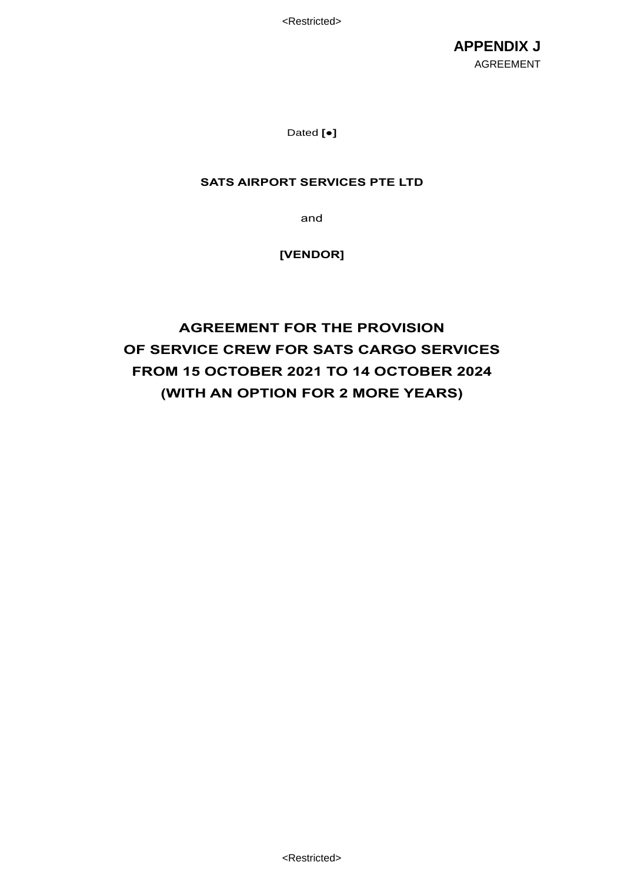**APPENDIX J**
AGREEMENT

Dated **[●]**

**SATS AIRPORT SERVICES PTE LTD**

and

**[VENDOR]**

# AGREEMENT FOR THE PROVISION OF SERVICE CREW FOR SATS CARGO SERVICES FROM 15 OCTOBER 2021 TO 14 OCTOBER 2024 (WITH AN OPTION FOR 2 MORE YEARS)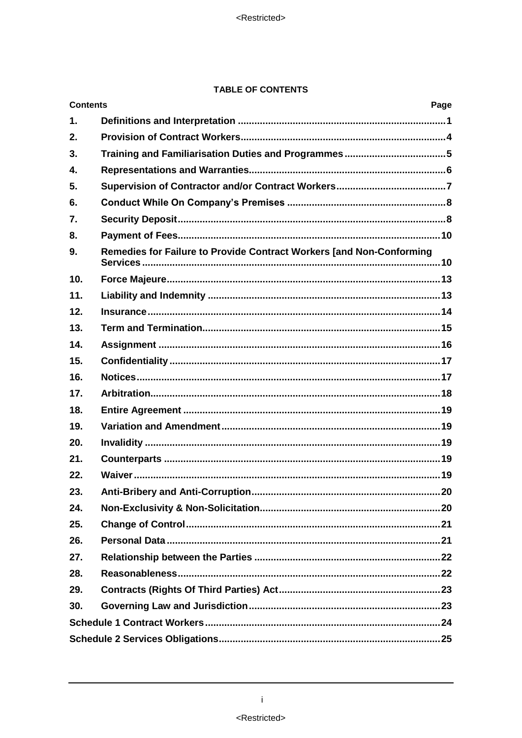**TABLE OF CONTENTS**

| Contents | | Page |
|---|---|---|
| 1. | Definitions and Interpretation | 1 |
| 2. | Provision of Contract Workers | 4 |
| 3. | Training and Familiarisation Duties and Programmes | 5 |
| 4. | Representations and Warranties | 6 |
| 5. | Supervision of Contractor and/or Contract Workers | 7 |
| 6. | Conduct While On Company's Premises | 8 |
| 7. | Security Deposit | 8 |
| 8. | Payment of Fees | 10 |
| 9. | Remedies for Failure to Provide Contract Workers [and Non-Conforming Services | 10 |
| 10. | Force Majeure | 13 |
| 11. | Liability and Indemnity | 13 |
| 12. | Insurance | 14 |
| 13. | Term and Termination | 15 |
| 14. | Assignment | 16 |
| 15. | Confidentiality | 17 |
| 16. | Notices | 17 |
| 17. | Arbitration | 18 |
| 18. | Entire Agreement | 19 |
| 19. | Variation and Amendment | 19 |
| 20. | Invalidity | 19 |
| 21. | Counterparts | 19 |
| 22. | Waiver | 19 |
| 23. | Anti-Bribery and Anti-Corruption | 20 |
| 24. | Non-Exclusivity & Non-Solicitation | 20 |
| 25. | Change of Control | 21 |
| 26. | Personal Data | 21 |
| 27. | Relationship between the Parties | 22 |
| 28. | Reasonableness | 22 |
| 29. | Contracts (Rights Of Third Parties) Act | 23 |
| 30. | Governing Law and Jurisdiction | 23 |
| Schedule 1 Contract Workers | | 24 |
| Schedule 2 Services Obligations | | 25 |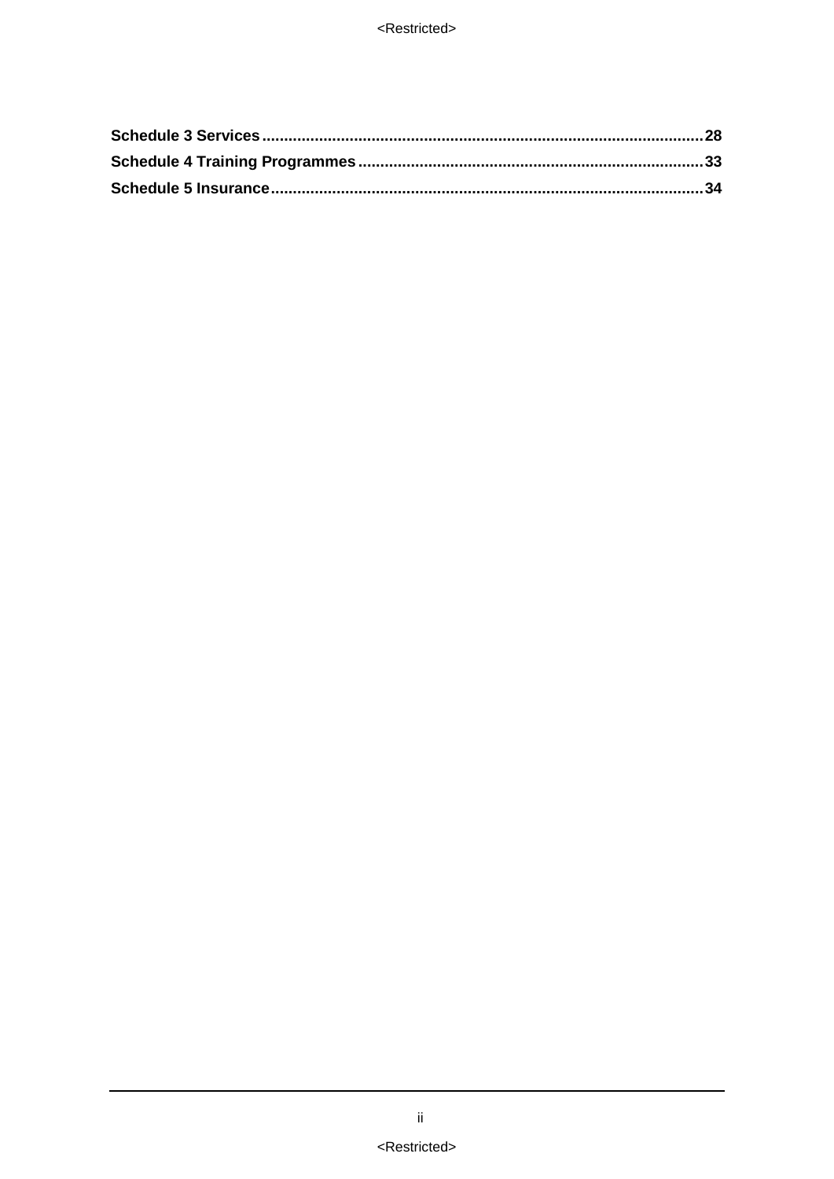**Schedule 3 Services** .................................................................................................... **28**

**Schedule 4 Training Programmes** .............................................................................. **33**

**Schedule 5 Insurance** ................................................................................................. **34**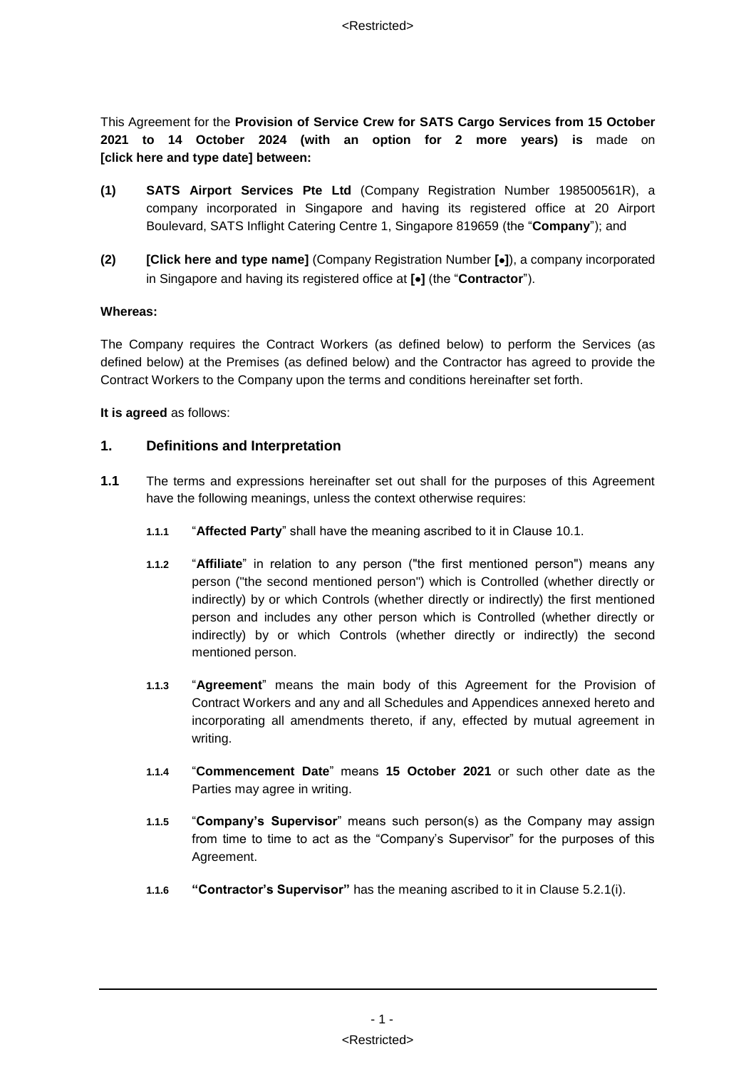This Agreement for the **Provision of Service Crew for SATS Cargo Services from 15 October 2021 to 14 October 2024 (with an option for 2 more years) is** made on **[click here and type date] between:**

**(1)** **SATS Airport Services Pte Ltd** (Company Registration Number 198500561R), a company incorporated in Singapore and having its registered office at 20 Airport Boulevard, SATS Inflight Catering Centre 1, Singapore 819659 (the "**Company**"); and

**(2)** **[Click here and type name]** (Company Registration Number **[•]**), a company incorporated in Singapore and having its registered office at **[•]** (the "**Contractor**").

**Whereas:**

The Company requires the Contract Workers (as defined below) to perform the Services (as defined below) at the Premises (as defined below) and the Contractor has agreed to provide the Contract Workers to the Company upon the terms and conditions hereinafter set forth.

**It is agreed** as follows:

## 1. Definitions and Interpretation

**1.1** The terms and expressions hereinafter set out shall for the purposes of this Agreement have the following meanings, unless the context otherwise requires:

**1.1.1** "**Affected Party**" shall have the meaning ascribed to it in Clause 10.1.

**1.1.2** "**Affiliate**" in relation to any person ("the first mentioned person") means any person ("the second mentioned person") which is Controlled (whether directly or indirectly) by or which Controls (whether directly or indirectly) the first mentioned person and includes any other person which is Controlled (whether directly or indirectly) by or which Controls (whether directly or indirectly) the second mentioned person.

**1.1.3** "**Agreement**" means the main body of this Agreement for the Provision of Contract Workers and any and all Schedules and Appendices annexed hereto and incorporating all amendments thereto, if any, effected by mutual agreement in writing.

**1.1.4** "**Commencement Date**" means **15 October 2021** or such other date as the Parties may agree in writing.

**1.1.5** "**Company's Supervisor**" means such person(s) as the Company may assign from time to time to act as the "Company's Supervisor" for the purposes of this Agreement.

**1.1.6** **"Contractor's Supervisor"** has the meaning ascribed to it in Clause 5.2.1(i).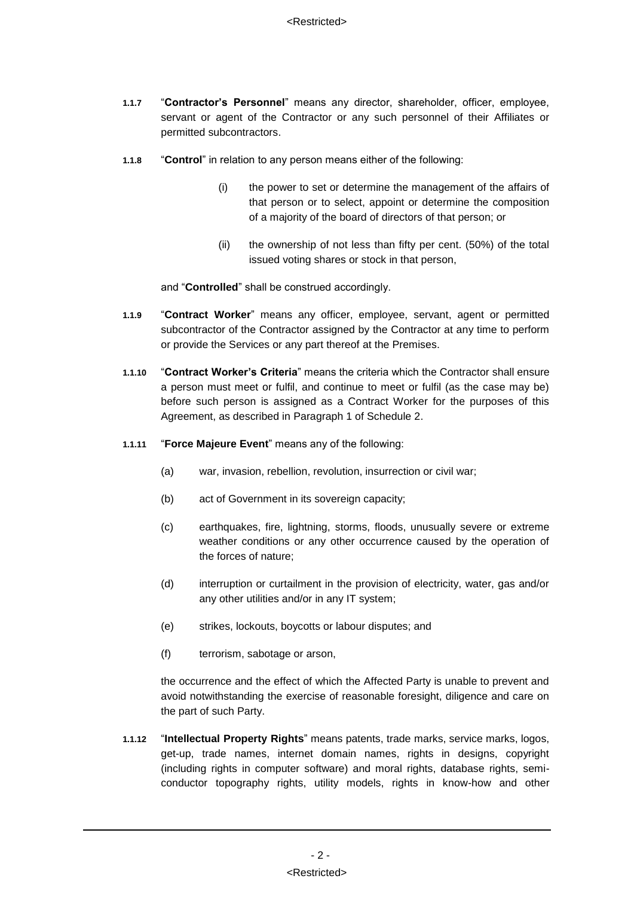**1.1.7** "**Contractor's Personnel**" means any director, shareholder, officer, employee, servant or agent of the Contractor or any such personnel of their Affiliates or permitted subcontractors.

**1.1.8** "**Control**" in relation to any person means either of the following:

(i) the power to set or determine the management of the affairs of that person or to select, appoint or determine the composition of a majority of the board of directors of that person; or

(ii) the ownership of not less than fifty per cent. (50%) of the total issued voting shares or stock in that person,

and "**Controlled**" shall be construed accordingly.

**1.1.9** "**Contract Worker**" means any officer, employee, servant, agent or permitted subcontractor of the Contractor assigned by the Contractor at any time to perform or provide the Services or any part thereof at the Premises.

**1.1.10** "**Contract Worker's Criteria**" means the criteria which the Contractor shall ensure a person must meet or fulfil, and continue to meet or fulfil (as the case may be) before such person is assigned as a Contract Worker for the purposes of this Agreement, as described in Paragraph 1 of Schedule 2.

**1.1.11** "**Force Majeure Event**" means any of the following:

(a) war, invasion, rebellion, revolution, insurrection or civil war;

(b) act of Government in its sovereign capacity;

(c) earthquakes, fire, lightning, storms, floods, unusually severe or extreme weather conditions or any other occurrence caused by the operation of the forces of nature;

(d) interruption or curtailment in the provision of electricity, water, gas and/or any other utilities and/or in any IT system;

(e) strikes, lockouts, boycotts or labour disputes; and

(f) terrorism, sabotage or arson,

the occurrence and the effect of which the Affected Party is unable to prevent and avoid notwithstanding the exercise of reasonable foresight, diligence and care on the part of such Party.

**1.1.12** "**Intellectual Property Rights**" means patents, trade marks, service marks, logos, get-up, trade names, internet domain names, rights in designs, copyright (including rights in computer software) and moral rights, database rights, semi-conductor topography rights, utility models, rights in know-how and other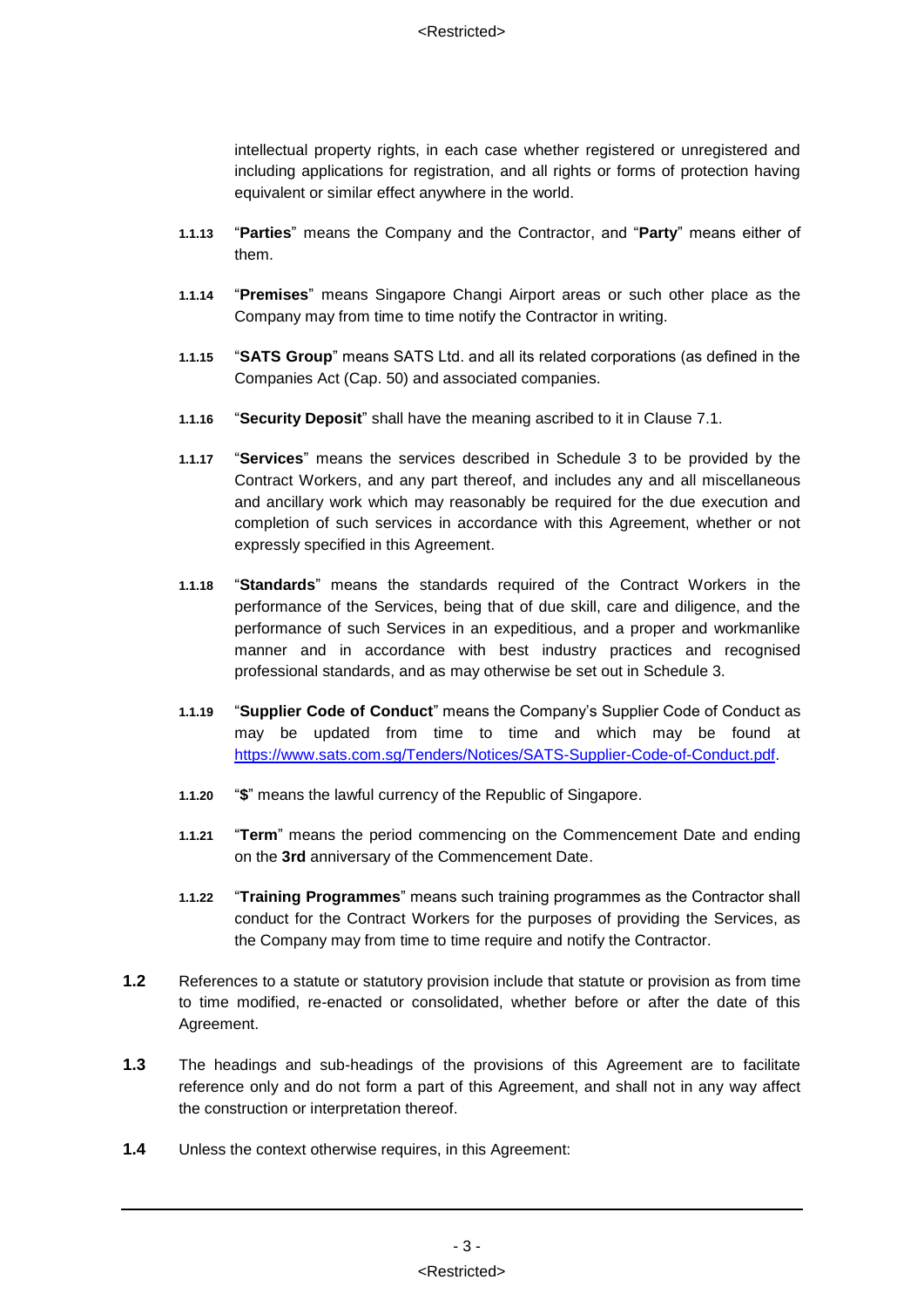intellectual property rights, in each case whether registered or unregistered and including applications for registration, and all rights or forms of protection having equivalent or similar effect anywhere in the world.

**1.1.13** "**Parties**" means the Company and the Contractor, and "**Party**" means either of them.

**1.1.14** "**Premises**" means Singapore Changi Airport areas or such other place as the Company may from time to time notify the Contractor in writing.

**1.1.15** "**SATS Group**" means SATS Ltd. and all its related corporations (as defined in the Companies Act (Cap. 50) and associated companies.

**1.1.16** "**Security Deposit**" shall have the meaning ascribed to it in Clause 7.1.

**1.1.17** "**Services**" means the services described in Schedule 3 to be provided by the Contract Workers, and any part thereof, and includes any and all miscellaneous and ancillary work which may reasonably be required for the due execution and completion of such services in accordance with this Agreement, whether or not expressly specified in this Agreement.

**1.1.18** "**Standards**" means the standards required of the Contract Workers in the performance of the Services, being that of due skill, care and diligence, and the performance of such Services in an expeditious, and a proper and workmanlike manner and in accordance with best industry practices and recognised professional standards, and as may otherwise be set out in Schedule 3.

**1.1.19** "**Supplier Code of Conduct**" means the Company's Supplier Code of Conduct as may be updated from time to time and which may be found at https://www.sats.com.sg/Tenders/Notices/SATS-Supplier-Code-of-Conduct.pdf.

**1.1.20** "**$**" means the lawful currency of the Republic of Singapore.

**1.1.21** "**Term**" means the period commencing on the Commencement Date and ending on the **3rd** anniversary of the Commencement Date.

**1.1.22** "**Training Programmes**" means such training programmes as the Contractor shall conduct for the Contract Workers for the purposes of providing the Services, as the Company may from time to time require and notify the Contractor.

**1.2** References to a statute or statutory provision include that statute or provision as from time to time modified, re-enacted or consolidated, whether before or after the date of this Agreement.

**1.3** The headings and sub-headings of the provisions of this Agreement are to facilitate reference only and do not form a part of this Agreement, and shall not in any way affect the construction or interpretation thereof.

**1.4** Unless the context otherwise requires, in this Agreement: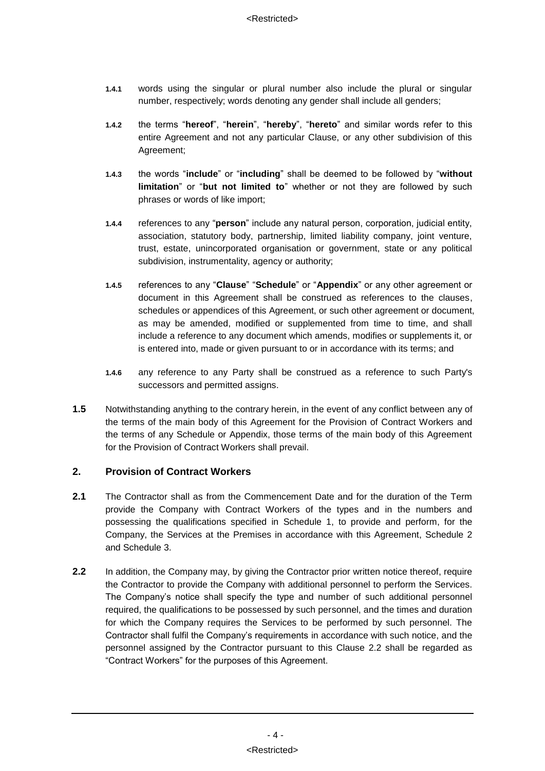**1.4.1** words using the singular or plural number also include the plural or singular number, respectively; words denoting any gender shall include all genders;

**1.4.2** the terms "**hereof**", "**herein**", "**hereby**", "**hereto**" and similar words refer to this entire Agreement and not any particular Clause, or any other subdivision of this Agreement;

**1.4.3** the words "**include**" or "**including**" shall be deemed to be followed by "**without limitation**" or "**but not limited to**" whether or not they are followed by such phrases or words of like import;

**1.4.4** references to any "**person**" include any natural person, corporation, judicial entity, association, statutory body, partnership, limited liability company, joint venture, trust, estate, unincorporated organisation or government, state or any political subdivision, instrumentality, agency or authority;

**1.4.5** references to any "**Clause**" "**Schedule**" or "**Appendix**" or any other agreement or document in this Agreement shall be construed as references to the clauses, schedules or appendices of this Agreement, or such other agreement or document, as may be amended, modified or supplemented from time to time, and shall include a reference to any document which amends, modifies or supplements it, or is entered into, made or given pursuant to or in accordance with its terms; and

**1.4.6** any reference to any Party shall be construed as a reference to such Party's successors and permitted assigns.

**1.5** Notwithstanding anything to the contrary herein, in the event of any conflict between any of the terms of the main body of this Agreement for the Provision of Contract Workers and the terms of any Schedule or Appendix, those terms of the main body of this Agreement for the Provision of Contract Workers shall prevail.

## 2. Provision of Contract Workers

**2.1** The Contractor shall as from the Commencement Date and for the duration of the Term provide the Company with Contract Workers of the types and in the numbers and possessing the qualifications specified in Schedule 1, to provide and perform, for the Company, the Services at the Premises in accordance with this Agreement, Schedule 2 and Schedule 3.

**2.2** In addition, the Company may, by giving the Contractor prior written notice thereof, require the Contractor to provide the Company with additional personnel to perform the Services. The Company's notice shall specify the type and number of such additional personnel required, the qualifications to be possessed by such personnel, and the times and duration for which the Company requires the Services to be performed by such personnel. The Contractor shall fulfil the Company's requirements in accordance with such notice, and the personnel assigned by the Contractor pursuant to this Clause 2.2 shall be regarded as "Contract Workers" for the purposes of this Agreement.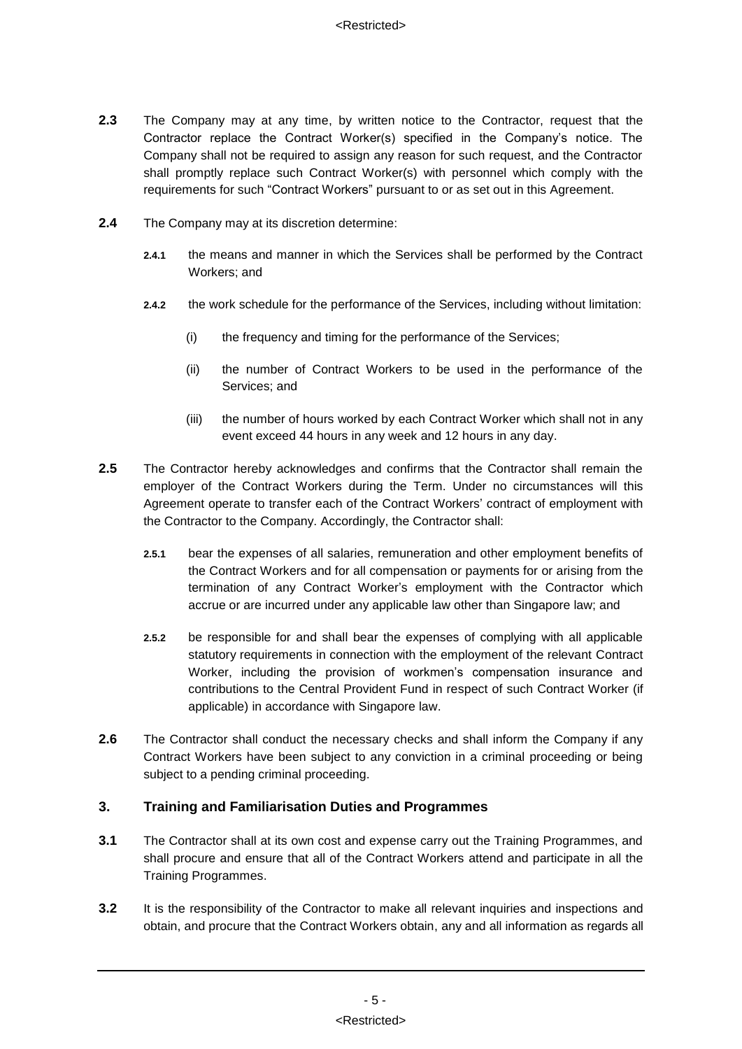**2.3** The Company may at any time, by written notice to the Contractor, request that the Contractor replace the Contract Worker(s) specified in the Company's notice. The Company shall not be required to assign any reason for such request, and the Contractor shall promptly replace such Contract Worker(s) with personnel which comply with the requirements for such "Contract Workers" pursuant to or as set out in this Agreement.

**2.4** The Company may at its discretion determine:

**2.4.1** the means and manner in which the Services shall be performed by the Contract Workers; and

**2.4.2** the work schedule for the performance of the Services, including without limitation:

(i) the frequency and timing for the performance of the Services;

(ii) the number of Contract Workers to be used in the performance of the Services; and

(iii) the number of hours worked by each Contract Worker which shall not in any event exceed 44 hours in any week and 12 hours in any day.

**2.5** The Contractor hereby acknowledges and confirms that the Contractor shall remain the employer of the Contract Workers during the Term. Under no circumstances will this Agreement operate to transfer each of the Contract Workers' contract of employment with the Contractor to the Company. Accordingly, the Contractor shall:

**2.5.1** bear the expenses of all salaries, remuneration and other employment benefits of the Contract Workers and for all compensation or payments for or arising from the termination of any Contract Worker's employment with the Contractor which accrue or are incurred under any applicable law other than Singapore law; and

**2.5.2** be responsible for and shall bear the expenses of complying with all applicable statutory requirements in connection with the employment of the relevant Contract Worker, including the provision of workmen's compensation insurance and contributions to the Central Provident Fund in respect of such Contract Worker (if applicable) in accordance with Singapore law.

**2.6** The Contractor shall conduct the necessary checks and shall inform the Company if any Contract Workers have been subject to any conviction in a criminal proceeding or being subject to a pending criminal proceeding.

## 3. Training and Familiarisation Duties and Programmes

**3.1** The Contractor shall at its own cost and expense carry out the Training Programmes, and shall procure and ensure that all of the Contract Workers attend and participate in all the Training Programmes.

**3.2** It is the responsibility of the Contractor to make all relevant inquiries and inspections and obtain, and procure that the Contract Workers obtain, any and all information as regards all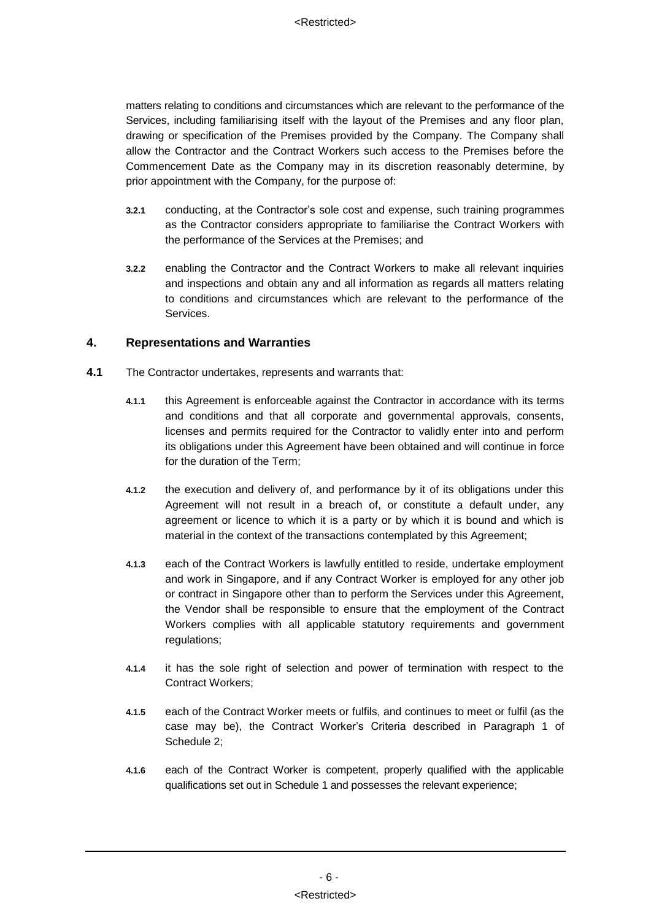matters relating to conditions and circumstances which are relevant to the performance of the Services, including familiarising itself with the layout of the Premises and any floor plan, drawing or specification of the Premises provided by the Company. The Company shall allow the Contractor and the Contract Workers such access to the Premises before the Commencement Date as the Company may in its discretion reasonably determine, by prior appointment with the Company, for the purpose of:

**3.2.1** conducting, at the Contractor's sole cost and expense, such training programmes as the Contractor considers appropriate to familiarise the Contract Workers with the performance of the Services at the Premises; and

**3.2.2** enabling the Contractor and the Contract Workers to make all relevant inquiries and inspections and obtain any and all information as regards all matters relating to conditions and circumstances which are relevant to the performance of the Services.

## 4. Representations and Warranties

**4.1** The Contractor undertakes, represents and warrants that:

**4.1.1** this Agreement is enforceable against the Contractor in accordance with its terms and conditions and that all corporate and governmental approvals, consents, licenses and permits required for the Contractor to validly enter into and perform its obligations under this Agreement have been obtained and will continue in force for the duration of the Term;

**4.1.2** the execution and delivery of, and performance by it of its obligations under this Agreement will not result in a breach of, or constitute a default under, any agreement or licence to which it is a party or by which it is bound and which is material in the context of the transactions contemplated by this Agreement;

**4.1.3** each of the Contract Workers is lawfully entitled to reside, undertake employment and work in Singapore, and if any Contract Worker is employed for any other job or contract in Singapore other than to perform the Services under this Agreement, the Vendor shall be responsible to ensure that the employment of the Contract Workers complies with all applicable statutory requirements and government regulations;

**4.1.4** it has the sole right of selection and power of termination with respect to the Contract Workers;

**4.1.5** each of the Contract Worker meets or fulfils, and continues to meet or fulfil (as the case may be), the Contract Worker's Criteria described in Paragraph 1 of Schedule 2;

**4.1.6** each of the Contract Worker is competent, properly qualified with the applicable qualifications set out in Schedule 1 and possesses the relevant experience;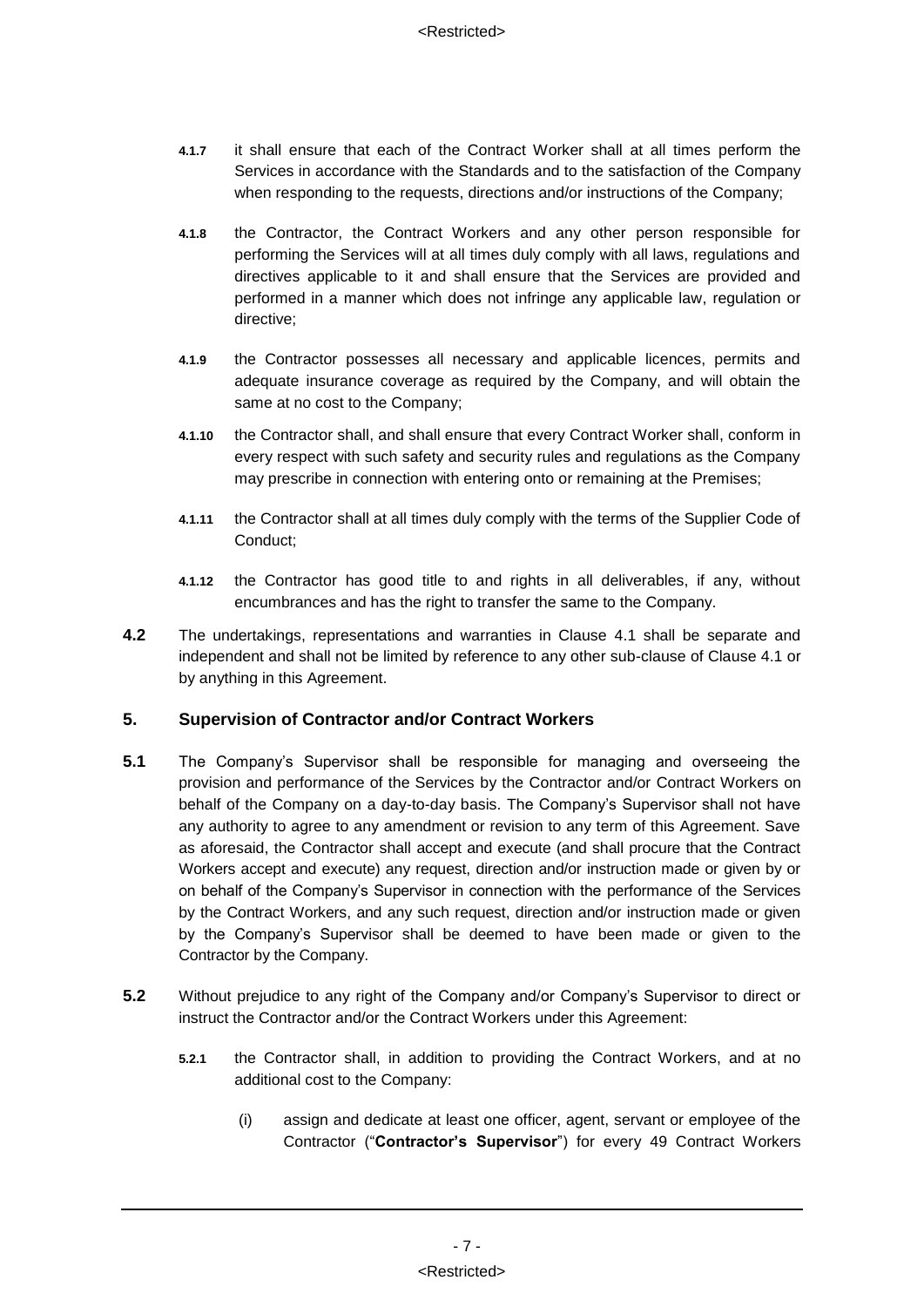**4.1.7** it shall ensure that each of the Contract Worker shall at all times perform the Services in accordance with the Standards and to the satisfaction of the Company when responding to the requests, directions and/or instructions of the Company;

**4.1.8** the Contractor, the Contract Workers and any other person responsible for performing the Services will at all times duly comply with all laws, regulations and directives applicable to it and shall ensure that the Services are provided and performed in a manner which does not infringe any applicable law, regulation or directive;

**4.1.9** the Contractor possesses all necessary and applicable licences, permits and adequate insurance coverage as required by the Company, and will obtain the same at no cost to the Company;

**4.1.10** the Contractor shall, and shall ensure that every Contract Worker shall, conform in every respect with such safety and security rules and regulations as the Company may prescribe in connection with entering onto or remaining at the Premises;

**4.1.11** the Contractor shall at all times duly comply with the terms of the Supplier Code of Conduct;

**4.1.12** the Contractor has good title to and rights in all deliverables, if any, without encumbrances and has the right to transfer the same to the Company.

**4.2** The undertakings, representations and warranties in Clause 4.1 shall be separate and independent and shall not be limited by reference to any other sub-clause of Clause 4.1 or by anything in this Agreement.

## 5. Supervision of Contractor and/or Contract Workers

**5.1** The Company's Supervisor shall be responsible for managing and overseeing the provision and performance of the Services by the Contractor and/or Contract Workers on behalf of the Company on a day-to-day basis. The Company's Supervisor shall not have any authority to agree to any amendment or revision to any term of this Agreement. Save as aforesaid, the Contractor shall accept and execute (and shall procure that the Contract Workers accept and execute) any request, direction and/or instruction made or given by or on behalf of the Company's Supervisor in connection with the performance of the Services by the Contract Workers, and any such request, direction and/or instruction made or given by the Company's Supervisor shall be deemed to have been made or given to the Contractor by the Company.

**5.2** Without prejudice to any right of the Company and/or Company's Supervisor to direct or instruct the Contractor and/or the Contract Workers under this Agreement:

**5.2.1** the Contractor shall, in addition to providing the Contract Workers, and at no additional cost to the Company:

(i) assign and dedicate at least one officer, agent, servant or employee of the Contractor ("**Contractor's Supervisor**") for every 49 Contract Workers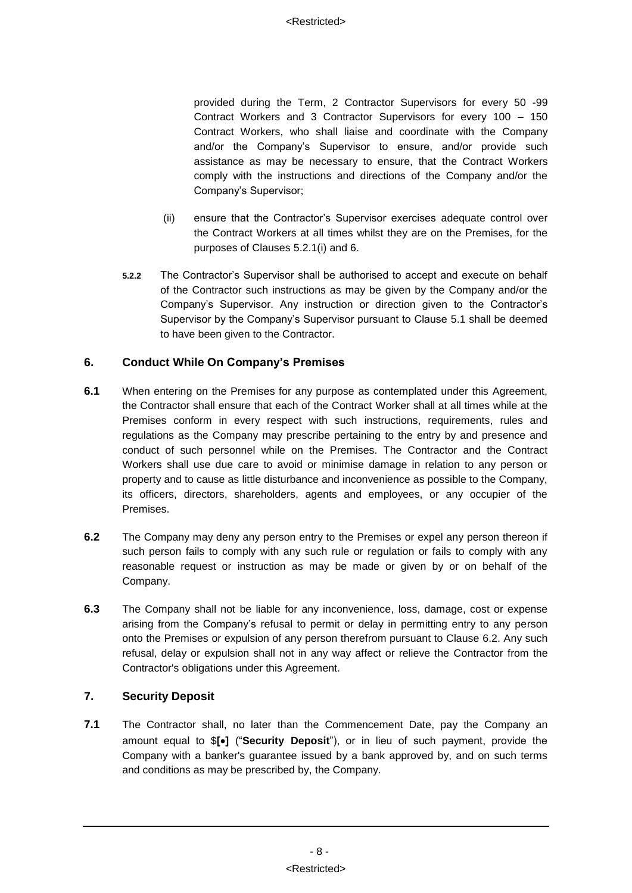provided during the Term, 2 Contractor Supervisors for every 50 -99 Contract Workers and 3 Contractor Supervisors for every 100 – 150 Contract Workers, who shall liaise and coordinate with the Company and/or the Company's Supervisor to ensure, and/or provide such assistance as may be necessary to ensure, that the Contract Workers comply with the instructions and directions of the Company and/or the Company's Supervisor;

(ii) ensure that the Contractor's Supervisor exercises adequate control over the Contract Workers at all times whilst they are on the Premises, for the purposes of Clauses 5.2.1(i) and 6.

**5.2.2** The Contractor's Supervisor shall be authorised to accept and execute on behalf of the Contractor such instructions as may be given by the Company and/or the Company's Supervisor. Any instruction or direction given to the Contractor's Supervisor by the Company's Supervisor pursuant to Clause 5.1 shall be deemed to have been given to the Contractor.

## 6. Conduct While On Company's Premises

**6.1** When entering on the Premises for any purpose as contemplated under this Agreement, the Contractor shall ensure that each of the Contract Worker shall at all times while at the Premises conform in every respect with such instructions, requirements, rules and regulations as the Company may prescribe pertaining to the entry by and presence and conduct of such personnel while on the Premises. The Contractor and the Contract Workers shall use due care to avoid or minimise damage in relation to any person or property and to cause as little disturbance and inconvenience as possible to the Company, its officers, directors, shareholders, agents and employees, or any occupier of the Premises.

**6.2** The Company may deny any person entry to the Premises or expel any person thereon if such person fails to comply with any such rule or regulation or fails to comply with any reasonable request or instruction as may be made or given by or on behalf of the Company.

**6.3** The Company shall not be liable for any inconvenience, loss, damage, cost or expense arising from the Company's refusal to permit or delay in permitting entry to any person onto the Premises or expulsion of any person therefrom pursuant to Clause 6.2. Any such refusal, delay or expulsion shall not in any way affect or relieve the Contractor from the Contractor's obligations under this Agreement.

## 7. Security Deposit

**7.1** The Contractor shall, no later than the Commencement Date, pay the Company an amount equal to $**[•]** ("**Security Deposit**"), or in lieu of such payment, provide the Company with a banker's guarantee issued by a bank approved by, and on such terms and conditions as may be prescribed by, the Company.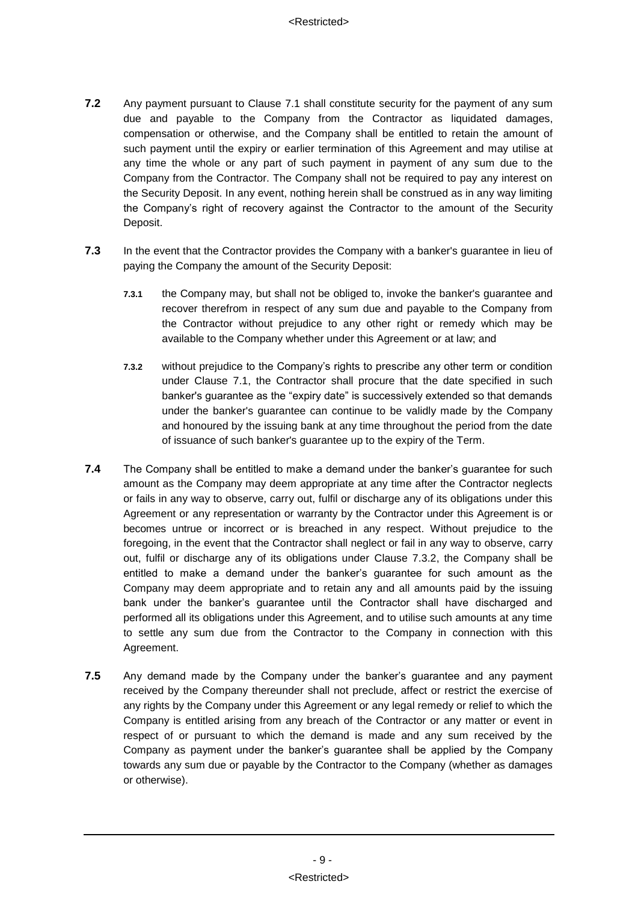**7.2** Any payment pursuant to Clause 7.1 shall constitute security for the payment of any sum due and payable to the Company from the Contractor as liquidated damages, compensation or otherwise, and the Company shall be entitled to retain the amount of such payment until the expiry or earlier termination of this Agreement and may utilise at any time the whole or any part of such payment in payment of any sum due to the Company from the Contractor. The Company shall not be required to pay any interest on the Security Deposit. In any event, nothing herein shall be construed as in any way limiting the Company's right of recovery against the Contractor to the amount of the Security Deposit.

**7.3** In the event that the Contractor provides the Company with a banker's guarantee in lieu of paying the Company the amount of the Security Deposit:

**7.3.1** the Company may, but shall not be obliged to, invoke the banker's guarantee and recover therefrom in respect of any sum due and payable to the Company from the Contractor without prejudice to any other right or remedy which may be available to the Company whether under this Agreement or at law; and

**7.3.2** without prejudice to the Company's rights to prescribe any other term or condition under Clause 7.1, the Contractor shall procure that the date specified in such banker's guarantee as the "expiry date" is successively extended so that demands under the banker's guarantee can continue to be validly made by the Company and honoured by the issuing bank at any time throughout the period from the date of issuance of such banker's guarantee up to the expiry of the Term.

**7.4** The Company shall be entitled to make a demand under the banker's guarantee for such amount as the Company may deem appropriate at any time after the Contractor neglects or fails in any way to observe, carry out, fulfil or discharge any of its obligations under this Agreement or any representation or warranty by the Contractor under this Agreement is or becomes untrue or incorrect or is breached in any respect. Without prejudice to the foregoing, in the event that the Contractor shall neglect or fail in any way to observe, carry out, fulfil or discharge any of its obligations under Clause 7.3.2, the Company shall be entitled to make a demand under the banker's guarantee for such amount as the Company may deem appropriate and to retain any and all amounts paid by the issuing bank under the banker's guarantee until the Contractor shall have discharged and performed all its obligations under this Agreement, and to utilise such amounts at any time to settle any sum due from the Contractor to the Company in connection with this Agreement.

**7.5** Any demand made by the Company under the banker's guarantee and any payment received by the Company thereunder shall not preclude, affect or restrict the exercise of any rights by the Company under this Agreement or any legal remedy or relief to which the Company is entitled arising from any breach of the Contractor or any matter or event in respect of or pursuant to which the demand is made and any sum received by the Company as payment under the banker's guarantee shall be applied by the Company towards any sum due or payable by the Contractor to the Company (whether as damages or otherwise).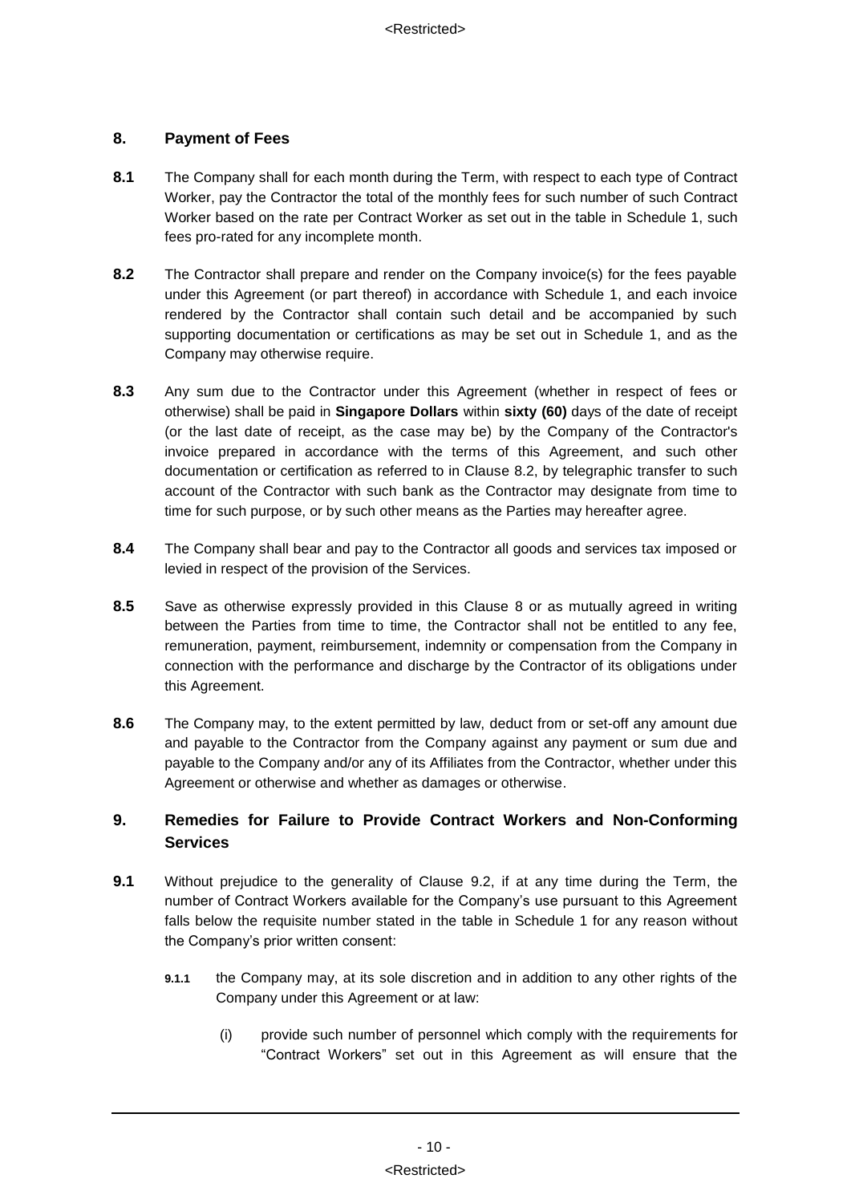## 8. Payment of Fees

**8.1** The Company shall for each month during the Term, with respect to each type of Contract Worker, pay the Contractor the total of the monthly fees for such number of such Contract Worker based on the rate per Contract Worker as set out in the table in Schedule 1, such fees pro-rated for any incomplete month.

**8.2** The Contractor shall prepare and render on the Company invoice(s) for the fees payable under this Agreement (or part thereof) in accordance with Schedule 1, and each invoice rendered by the Contractor shall contain such detail and be accompanied by such supporting documentation or certifications as may be set out in Schedule 1, and as the Company may otherwise require.

**8.3** Any sum due to the Contractor under this Agreement (whether in respect of fees or otherwise) shall be paid in **Singapore Dollars** within **sixty (60)** days of the date of receipt (or the last date of receipt, as the case may be) by the Company of the Contractor's invoice prepared in accordance with the terms of this Agreement, and such other documentation or certification as referred to in Clause 8.2, by telegraphic transfer to such account of the Contractor with such bank as the Contractor may designate from time to time for such purpose, or by such other means as the Parties may hereafter agree.

**8.4** The Company shall bear and pay to the Contractor all goods and services tax imposed or levied in respect of the provision of the Services.

**8.5** Save as otherwise expressly provided in this Clause 8 or as mutually agreed in writing between the Parties from time to time, the Contractor shall not be entitled to any fee, remuneration, payment, reimbursement, indemnity or compensation from the Company in connection with the performance and discharge by the Contractor of its obligations under this Agreement.

**8.6** The Company may, to the extent permitted by law, deduct from or set-off any amount due and payable to the Contractor from the Company against any payment or sum due and payable to the Company and/or any of its Affiliates from the Contractor, whether under this Agreement or otherwise and whether as damages or otherwise.

## 9. Remedies for Failure to Provide Contract Workers and Non-Conforming Services

**9.1** Without prejudice to the generality of Clause 9.2, if at any time during the Term, the number of Contract Workers available for the Company's use pursuant to this Agreement falls below the requisite number stated in the table in Schedule 1 for any reason without the Company's prior written consent:

**9.1.1** the Company may, at its sole discretion and in addition to any other rights of the Company under this Agreement or at law:

(i) provide such number of personnel which comply with the requirements for "Contract Workers" set out in this Agreement as will ensure that the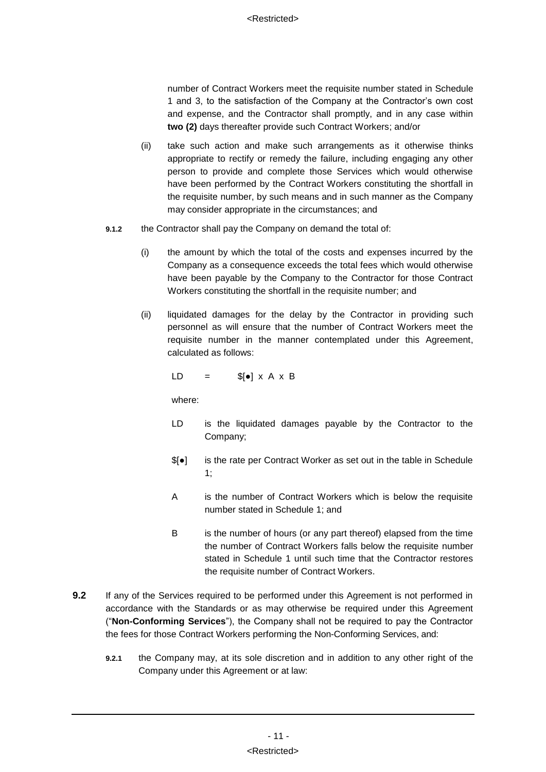number of Contract Workers meet the requisite number stated in Schedule 1 and 3, to the satisfaction of the Company at the Contractor's own cost and expense, and the Contractor shall promptly, and in any case within **two (2)** days thereafter provide such Contract Workers; and/or

(ii) take such action and make such arrangements as it otherwise thinks appropriate to rectify or remedy the failure, including engaging any other person to provide and complete those Services which would otherwise have been performed by the Contract Workers constituting the shortfall in the requisite number, by such means and in such manner as the Company may consider appropriate in the circumstances; and

**9.1.2** the Contractor shall pay the Company on demand the total of:

(i) the amount by which the total of the costs and expenses incurred by the Company as a consequence exceeds the total fees which would otherwise have been payable by the Company to the Contractor for those Contract Workers constituting the shortfall in the requisite number; and

(ii) liquidated damages for the delay by the Contractor in providing such personnel as will ensure that the number of Contract Workers meet the requisite number in the manner contemplated under this Agreement, calculated as follows:

LD = $[●] x A x B

where:

LD is the liquidated damages payable by the Contractor to the Company;

$[●] is the rate per Contract Worker as set out in the table in Schedule 1;

A is the number of Contract Workers which is below the requisite number stated in Schedule 1; and

B is the number of hours (or any part thereof) elapsed from the time the number of Contract Workers falls below the requisite number stated in Schedule 1 until such time that the Contractor restores the requisite number of Contract Workers.

**9.2** If any of the Services required to be performed under this Agreement is not performed in accordance with the Standards or as may otherwise be required under this Agreement ("**Non-Conforming Services**"), the Company shall not be required to pay the Contractor the fees for those Contract Workers performing the Non-Conforming Services, and:

**9.2.1** the Company may, at its sole discretion and in addition to any other right of the Company under this Agreement or at law: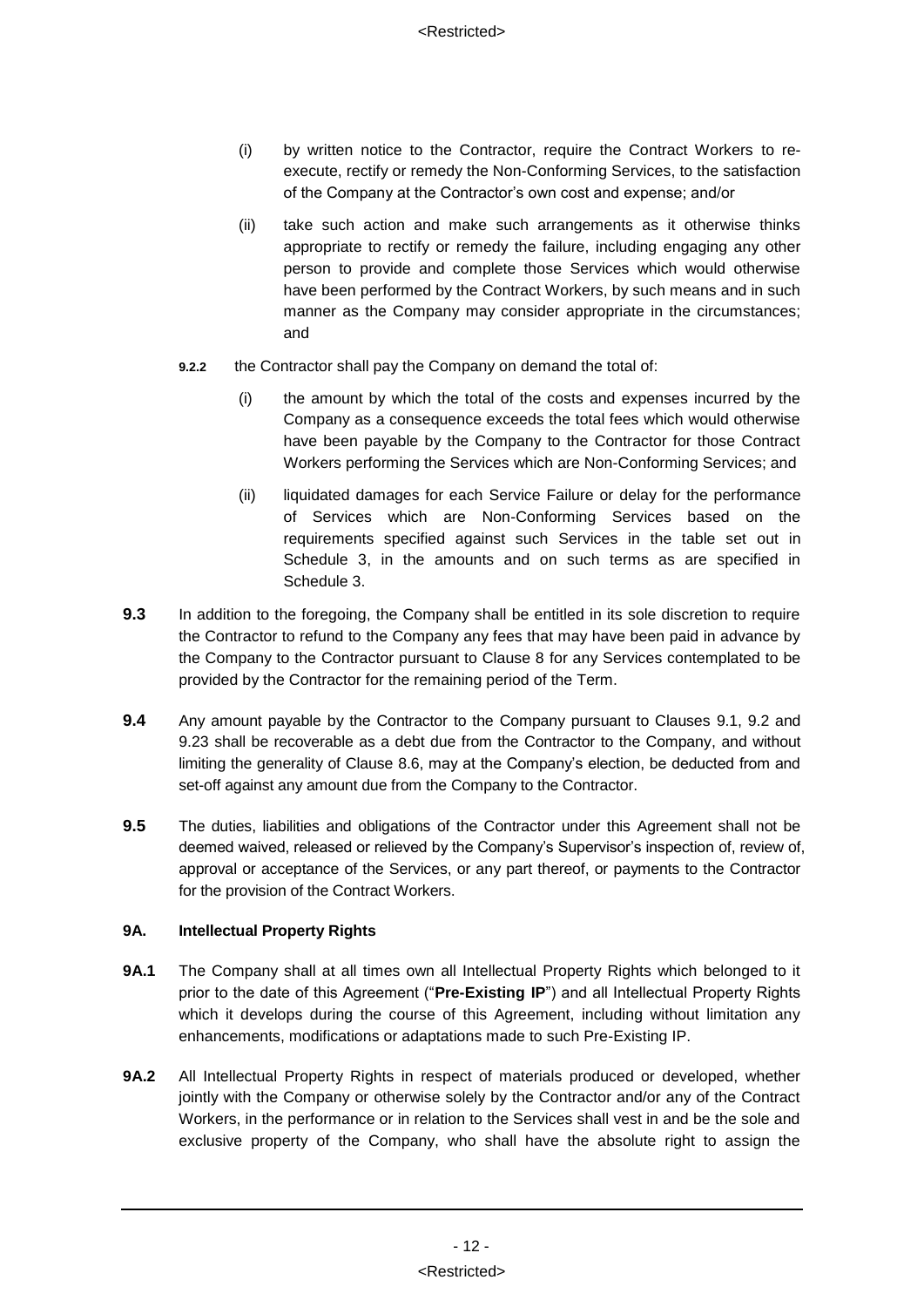(i) by written notice to the Contractor, require the Contract Workers to re-execute, rectify or remedy the Non-Conforming Services, to the satisfaction of the Company at the Contractor's own cost and expense; and/or

(ii) take such action and make such arrangements as it otherwise thinks appropriate to rectify or remedy the failure, including engaging any other person to provide and complete those Services which would otherwise have been performed by the Contract Workers, by such means and in such manner as the Company may consider appropriate in the circumstances; and

**9.2.2** the Contractor shall pay the Company on demand the total of:

(i) the amount by which the total of the costs and expenses incurred by the Company as a consequence exceeds the total fees which would otherwise have been payable by the Company to the Contractor for those Contract Workers performing the Services which are Non-Conforming Services; and

(ii) liquidated damages for each Service Failure or delay for the performance of Services which are Non-Conforming Services based on the requirements specified against such Services in the table set out in Schedule 3, in the amounts and on such terms as are specified in Schedule 3.

**9.3** In addition to the foregoing, the Company shall be entitled in its sole discretion to require the Contractor to refund to the Company any fees that may have been paid in advance by the Company to the Contractor pursuant to Clause 8 for any Services contemplated to be provided by the Contractor for the remaining period of the Term.

**9.4** Any amount payable by the Contractor to the Company pursuant to Clauses 9.1, 9.2 and 9.23 shall be recoverable as a debt due from the Contractor to the Company, and without limiting the generality of Clause 8.6, may at the Company's election, be deducted from and set-off against any amount due from the Company to the Contractor.

**9.5** The duties, liabilities and obligations of the Contractor under this Agreement shall not be deemed waived, released or relieved by the Company's Supervisor's inspection of, review of, approval or acceptance of the Services, or any part thereof, or payments to the Contractor for the provision of the Contract Workers.

**9A. Intellectual Property Rights**

**9A.1** The Company shall at all times own all Intellectual Property Rights which belonged to it prior to the date of this Agreement ("**Pre-Existing IP**") and all Intellectual Property Rights which it develops during the course of this Agreement, including without limitation any enhancements, modifications or adaptations made to such Pre-Existing IP.

**9A.2** All Intellectual Property Rights in respect of materials produced or developed, whether jointly with the Company or otherwise solely by the Contractor and/or any of the Contract Workers, in the performance or in relation to the Services shall vest in and be the sole and exclusive property of the Company, who shall have the absolute right to assign the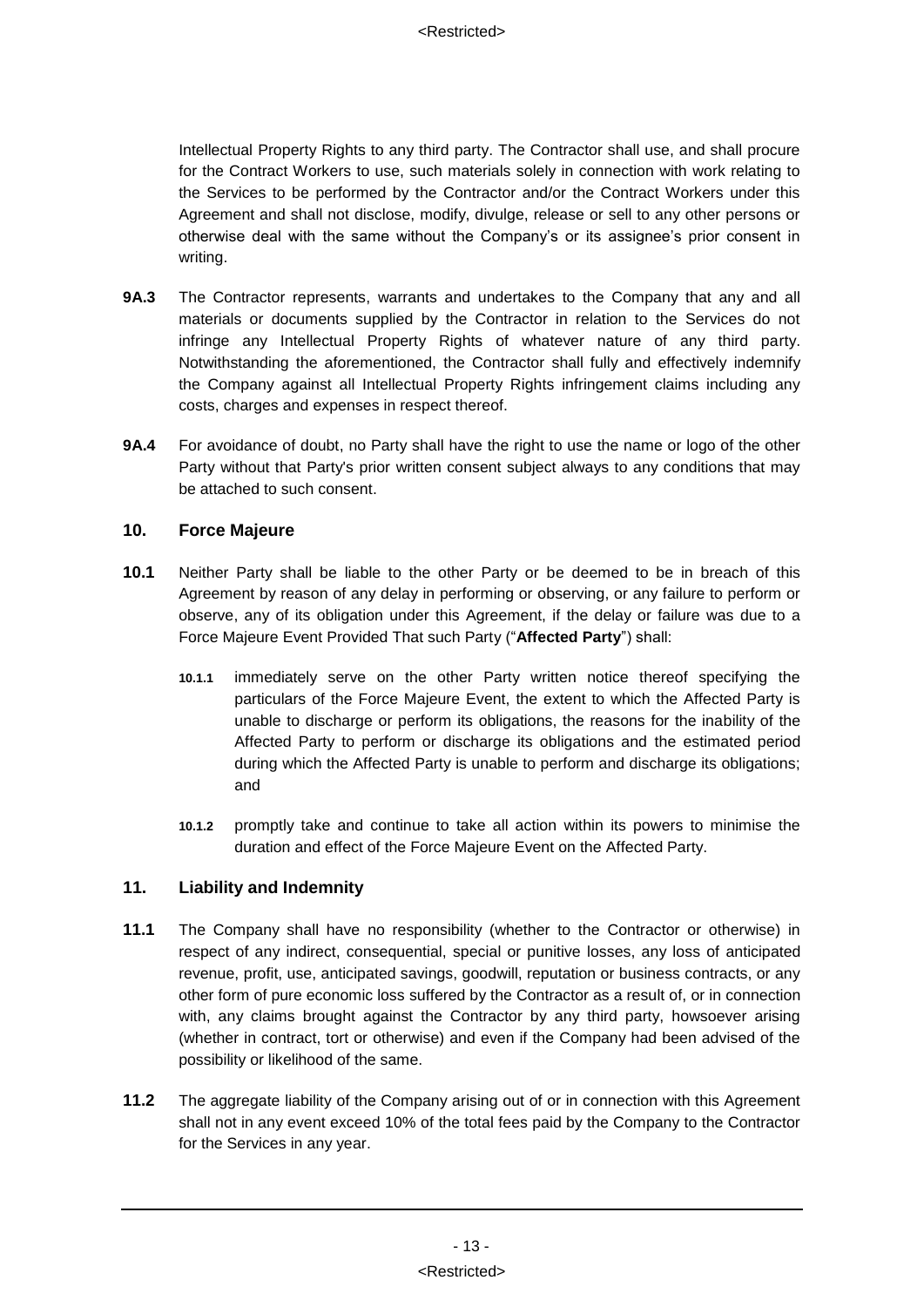Intellectual Property Rights to any third party. The Contractor shall use, and shall procure for the Contract Workers to use, such materials solely in connection with work relating to the Services to be performed by the Contractor and/or the Contract Workers under this Agreement and shall not disclose, modify, divulge, release or sell to any other persons or otherwise deal with the same without the Company's or its assignee's prior consent in writing.

**9A.3** The Contractor represents, warrants and undertakes to the Company that any and all materials or documents supplied by the Contractor in relation to the Services do not infringe any Intellectual Property Rights of whatever nature of any third party. Notwithstanding the aforementioned, the Contractor shall fully and effectively indemnify the Company against all Intellectual Property Rights infringement claims including any costs, charges and expenses in respect thereof.

**9A.4** For avoidance of doubt, no Party shall have the right to use the name or logo of the other Party without that Party's prior written consent subject always to any conditions that may be attached to such consent.

## 10. Force Majeure

**10.1** Neither Party shall be liable to the other Party or be deemed to be in breach of this Agreement by reason of any delay in performing or observing, or any failure to perform or observe, any of its obligation under this Agreement, if the delay or failure was due to a Force Majeure Event Provided That such Party ("**Affected Party**") shall:

- **10.1.1** immediately serve on the other Party written notice thereof specifying the particulars of the Force Majeure Event, the extent to which the Affected Party is unable to discharge or perform its obligations, the reasons for the inability of the Affected Party to perform or discharge its obligations and the estimated period during which the Affected Party is unable to perform and discharge its obligations; and

- **10.1.2** promptly take and continue to take all action within its powers to minimise the duration and effect of the Force Majeure Event on the Affected Party.

## 11. Liability and Indemnity

**11.1** The Company shall have no responsibility (whether to the Contractor or otherwise) in respect of any indirect, consequential, special or punitive losses, any loss of anticipated revenue, profit, use, anticipated savings, goodwill, reputation or business contracts, or any other form of pure economic loss suffered by the Contractor as a result of, or in connection with, any claims brought against the Contractor by any third party, howsoever arising (whether in contract, tort or otherwise) and even if the Company had been advised of the possibility or likelihood of the same.

**11.2** The aggregate liability of the Company arising out of or in connection with this Agreement shall not in any event exceed 10% of the total fees paid by the Company to the Contractor for the Services in any year.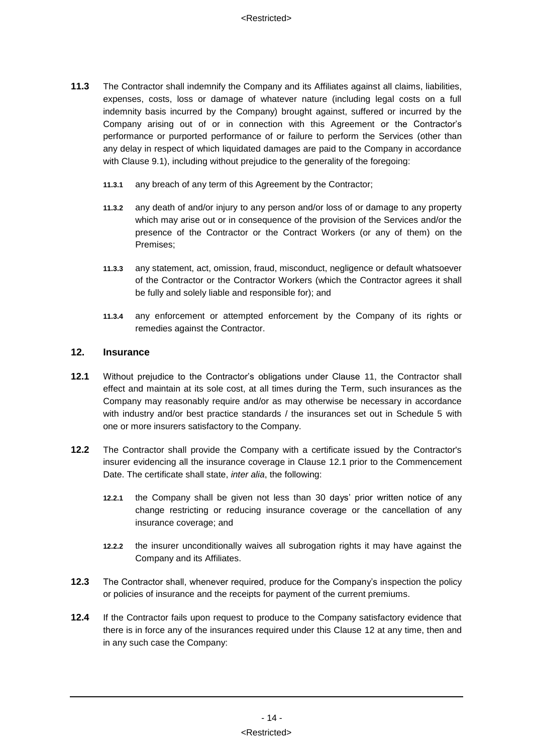**11.3** The Contractor shall indemnify the Company and its Affiliates against all claims, liabilities, expenses, costs, loss or damage of whatever nature (including legal costs on a full indemnity basis incurred by the Company) brought against, suffered or incurred by the Company arising out of or in connection with this Agreement or the Contractor's performance or purported performance of or failure to perform the Services (other than any delay in respect of which liquidated damages are paid to the Company in accordance with Clause 9.1), including without prejudice to the generality of the foregoing:

**11.3.1** any breach of any term of this Agreement by the Contractor;

**11.3.2** any death of and/or injury to any person and/or loss of or damage to any property which may arise out or in consequence of the provision of the Services and/or the presence of the Contractor or the Contract Workers (or any of them) on the Premises;

**11.3.3** any statement, act, omission, fraud, misconduct, negligence or default whatsoever of the Contractor or the Contractor Workers (which the Contractor agrees it shall be fully and solely liable and responsible for); and

**11.3.4** any enforcement or attempted enforcement by the Company of its rights or remedies against the Contractor.

## 12. Insurance

**12.1** Without prejudice to the Contractor's obligations under Clause 11, the Contractor shall effect and maintain at its sole cost, at all times during the Term, such insurances as the Company may reasonably require and/or as may otherwise be necessary in accordance with industry and/or best practice standards / the insurances set out in Schedule 5 with one or more insurers satisfactory to the Company.

**12.2** The Contractor shall provide the Company with a certificate issued by the Contractor's insurer evidencing all the insurance coverage in Clause 12.1 prior to the Commencement Date. The certificate shall state, *inter alia*, the following:

**12.2.1** the Company shall be given not less than 30 days' prior written notice of any change restricting or reducing insurance coverage or the cancellation of any insurance coverage; and

**12.2.2** the insurer unconditionally waives all subrogation rights it may have against the Company and its Affiliates.

**12.3** The Contractor shall, whenever required, produce for the Company's inspection the policy or policies of insurance and the receipts for payment of the current premiums.

**12.4** If the Contractor fails upon request to produce to the Company satisfactory evidence that there is in force any of the insurances required under this Clause 12 at any time, then and in any such case the Company: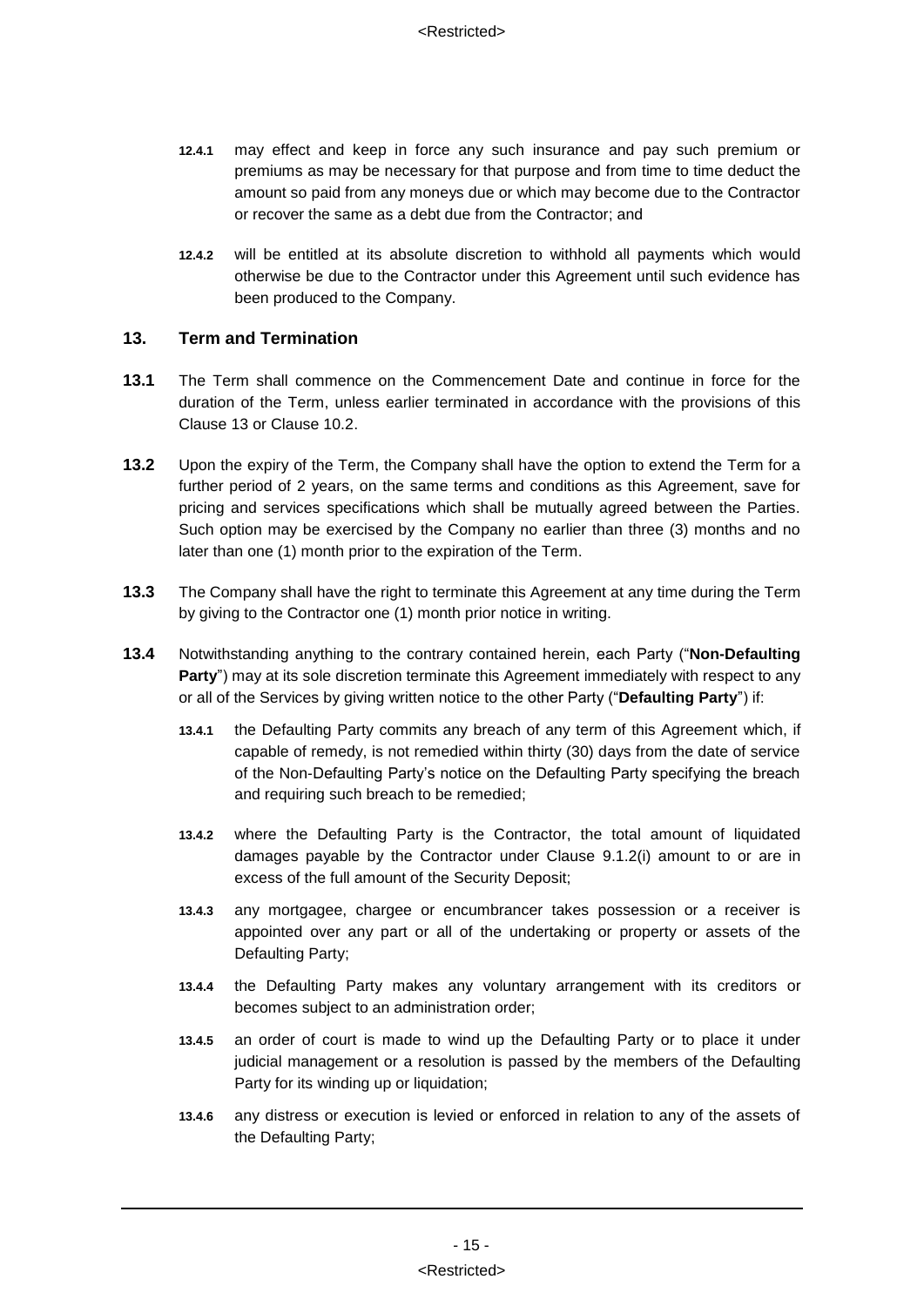**12.4.1** may effect and keep in force any such insurance and pay such premium or premiums as may be necessary for that purpose and from time to time deduct the amount so paid from any moneys due or which may become due to the Contractor or recover the same as a debt due from the Contractor; and

**12.4.2** will be entitled at its absolute discretion to withhold all payments which would otherwise be due to the Contractor under this Agreement until such evidence has been produced to the Company.

## 13. Term and Termination

**13.1** The Term shall commence on the Commencement Date and continue in force for the duration of the Term, unless earlier terminated in accordance with the provisions of this Clause 13 or Clause 10.2.

**13.2** Upon the expiry of the Term, the Company shall have the option to extend the Term for a further period of 2 years, on the same terms and conditions as this Agreement, save for pricing and services specifications which shall be mutually agreed between the Parties. Such option may be exercised by the Company no earlier than three (3) months and no later than one (1) month prior to the expiration of the Term.

**13.3** The Company shall have the right to terminate this Agreement at any time during the Term by giving to the Contractor one (1) month prior notice in writing.

**13.4** Notwithstanding anything to the contrary contained herein, each Party ("**Non-Defaulting Party**") may at its sole discretion terminate this Agreement immediately with respect to any or all of the Services by giving written notice to the other Party ("**Defaulting Party**") if:

**13.4.1** the Defaulting Party commits any breach of any term of this Agreement which, if capable of remedy, is not remedied within thirty (30) days from the date of service of the Non-Defaulting Party's notice on the Defaulting Party specifying the breach and requiring such breach to be remedied;

**13.4.2** where the Defaulting Party is the Contractor, the total amount of liquidated damages payable by the Contractor under Clause 9.1.2(i) amount to or are in excess of the full amount of the Security Deposit;

**13.4.3** any mortgagee, chargee or encumbrancer takes possession or a receiver is appointed over any part or all of the undertaking or property or assets of the Defaulting Party;

**13.4.4** the Defaulting Party makes any voluntary arrangement with its creditors or becomes subject to an administration order;

**13.4.5** an order of court is made to wind up the Defaulting Party or to place it under judicial management or a resolution is passed by the members of the Defaulting Party for its winding up or liquidation;

**13.4.6** any distress or execution is levied or enforced in relation to any of the assets of the Defaulting Party;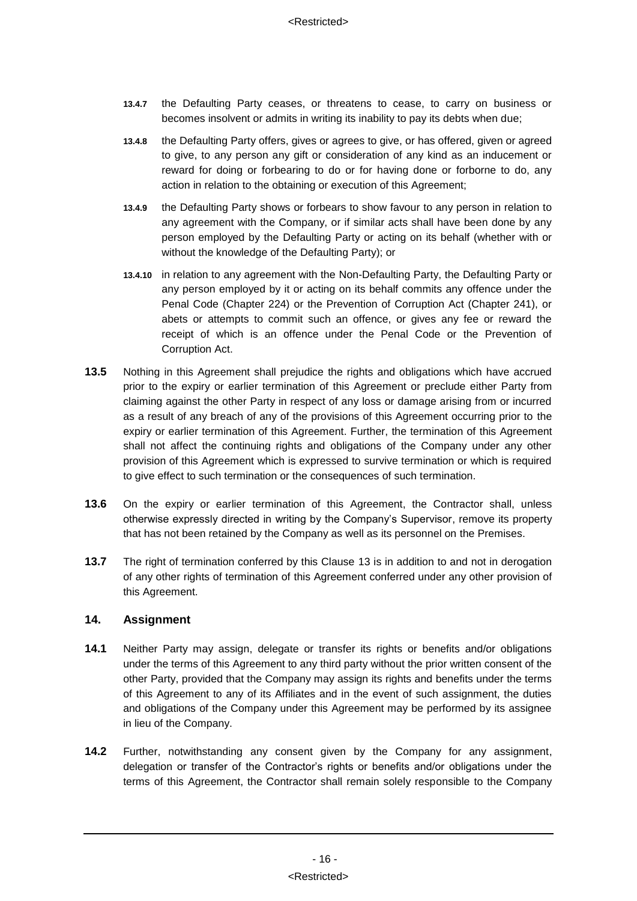**13.4.7** the Defaulting Party ceases, or threatens to cease, to carry on business or becomes insolvent or admits in writing its inability to pay its debts when due;

**13.4.8** the Defaulting Party offers, gives or agrees to give, or has offered, given or agreed to give, to any person any gift or consideration of any kind as an inducement or reward for doing or forbearing to do or for having done or forborne to do, any action in relation to the obtaining or execution of this Agreement;

**13.4.9** the Defaulting Party shows or forbears to show favour to any person in relation to any agreement with the Company, or if similar acts shall have been done by any person employed by the Defaulting Party or acting on its behalf (whether with or without the knowledge of the Defaulting Party); or

**13.4.10** in relation to any agreement with the Non-Defaulting Party, the Defaulting Party or any person employed by it or acting on its behalf commits any offence under the Penal Code (Chapter 224) or the Prevention of Corruption Act (Chapter 241), or abets or attempts to commit such an offence, or gives any fee or reward the receipt of which is an offence under the Penal Code or the Prevention of Corruption Act.

**13.5** Nothing in this Agreement shall prejudice the rights and obligations which have accrued prior to the expiry or earlier termination of this Agreement or preclude either Party from claiming against the other Party in respect of any loss or damage arising from or incurred as a result of any breach of any of the provisions of this Agreement occurring prior to the expiry or earlier termination of this Agreement. Further, the termination of this Agreement shall not affect the continuing rights and obligations of the Company under any other provision of this Agreement which is expressed to survive termination or which is required to give effect to such termination or the consequences of such termination.

**13.6** On the expiry or earlier termination of this Agreement, the Contractor shall, unless otherwise expressly directed in writing by the Company's Supervisor, remove its property that has not been retained by the Company as well as its personnel on the Premises.

**13.7** The right of termination conferred by this Clause 13 is in addition to and not in derogation of any other rights of termination of this Agreement conferred under any other provision of this Agreement.

## 14. Assignment

**14.1** Neither Party may assign, delegate or transfer its rights or benefits and/or obligations under the terms of this Agreement to any third party without the prior written consent of the other Party, provided that the Company may assign its rights and benefits under the terms of this Agreement to any of its Affiliates and in the event of such assignment, the duties and obligations of the Company under this Agreement may be performed by its assignee in lieu of the Company.

**14.2** Further, notwithstanding any consent given by the Company for any assignment, delegation or transfer of the Contractor's rights or benefits and/or obligations under the terms of this Agreement, the Contractor shall remain solely responsible to the Company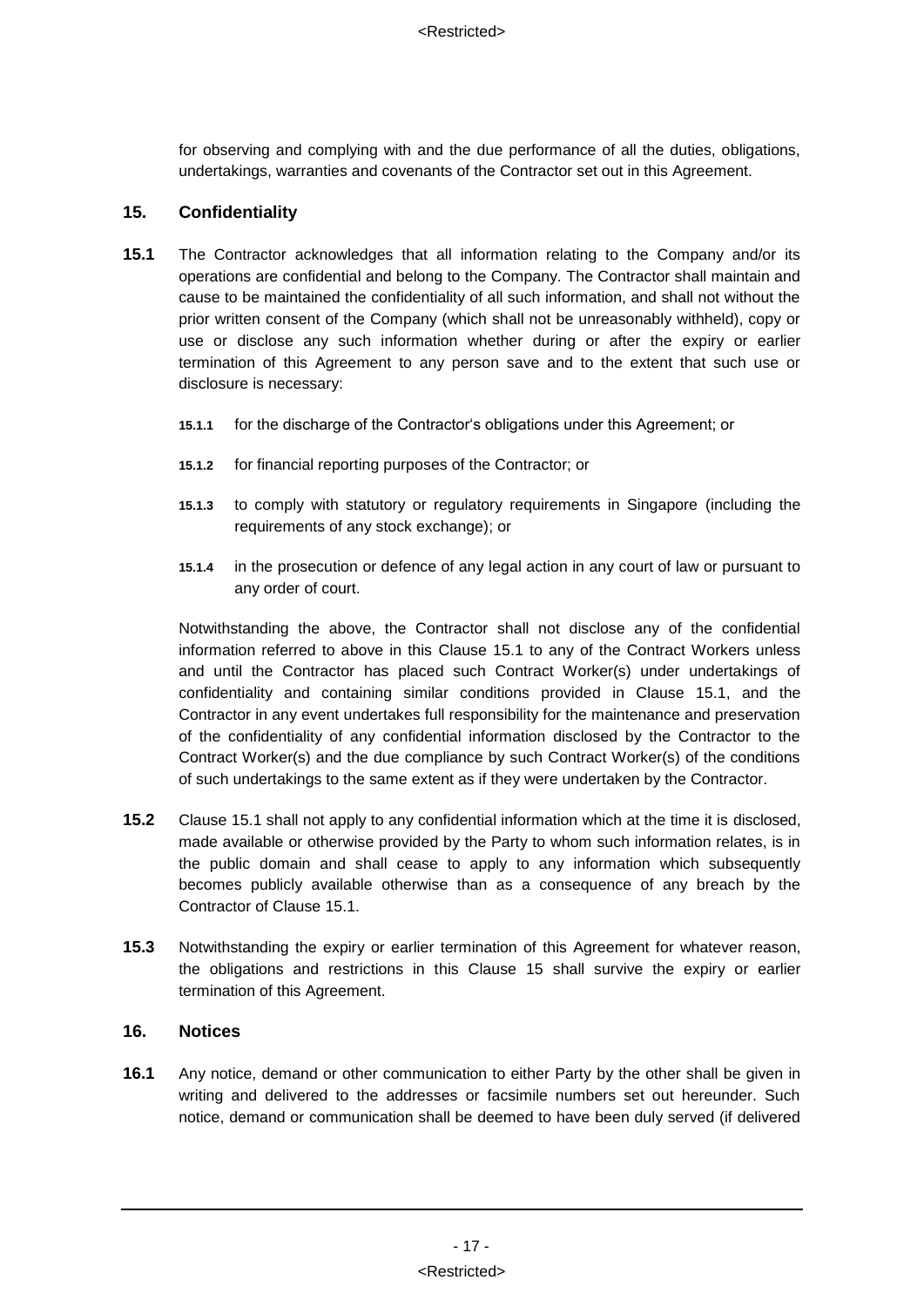for observing and complying with and the due performance of all the duties, obligations, undertakings, warranties and covenants of the Contractor set out in this Agreement.

## 15. Confidentiality

**15.1** The Contractor acknowledges that all information relating to the Company and/or its operations are confidential and belong to the Company. The Contractor shall maintain and cause to be maintained the confidentiality of all such information, and shall not without the prior written consent of the Company (which shall not be unreasonably withheld), copy or use or disclose any such information whether during or after the expiry or earlier termination of this Agreement to any person save and to the extent that such use or disclosure is necessary:

**15.1.1** for the discharge of the Contractor's obligations under this Agreement; or

**15.1.2** for financial reporting purposes of the Contractor; or

**15.1.3** to comply with statutory or regulatory requirements in Singapore (including the requirements of any stock exchange); or

**15.1.4** in the prosecution or defence of any legal action in any court of law or pursuant to any order of court.

Notwithstanding the above, the Contractor shall not disclose any of the confidential information referred to above in this Clause 15.1 to any of the Contract Workers unless and until the Contractor has placed such Contract Worker(s) under undertakings of confidentiality and containing similar conditions provided in Clause 15.1, and the Contractor in any event undertakes full responsibility for the maintenance and preservation of the confidentiality of any confidential information disclosed by the Contractor to the Contract Worker(s) and the due compliance by such Contract Worker(s) of the conditions of such undertakings to the same extent as if they were undertaken by the Contractor.

**15.2** Clause 15.1 shall not apply to any confidential information which at the time it is disclosed, made available or otherwise provided by the Party to whom such information relates, is in the public domain and shall cease to apply to any information which subsequently becomes publicly available otherwise than as a consequence of any breach by the Contractor of Clause 15.1.

**15.3** Notwithstanding the expiry or earlier termination of this Agreement for whatever reason, the obligations and restrictions in this Clause 15 shall survive the expiry or earlier termination of this Agreement.

## 16. Notices

**16.1** Any notice, demand or other communication to either Party by the other shall be given in writing and delivered to the addresses or facsimile numbers set out hereunder. Such notice, demand or communication shall be deemed to have been duly served (if delivered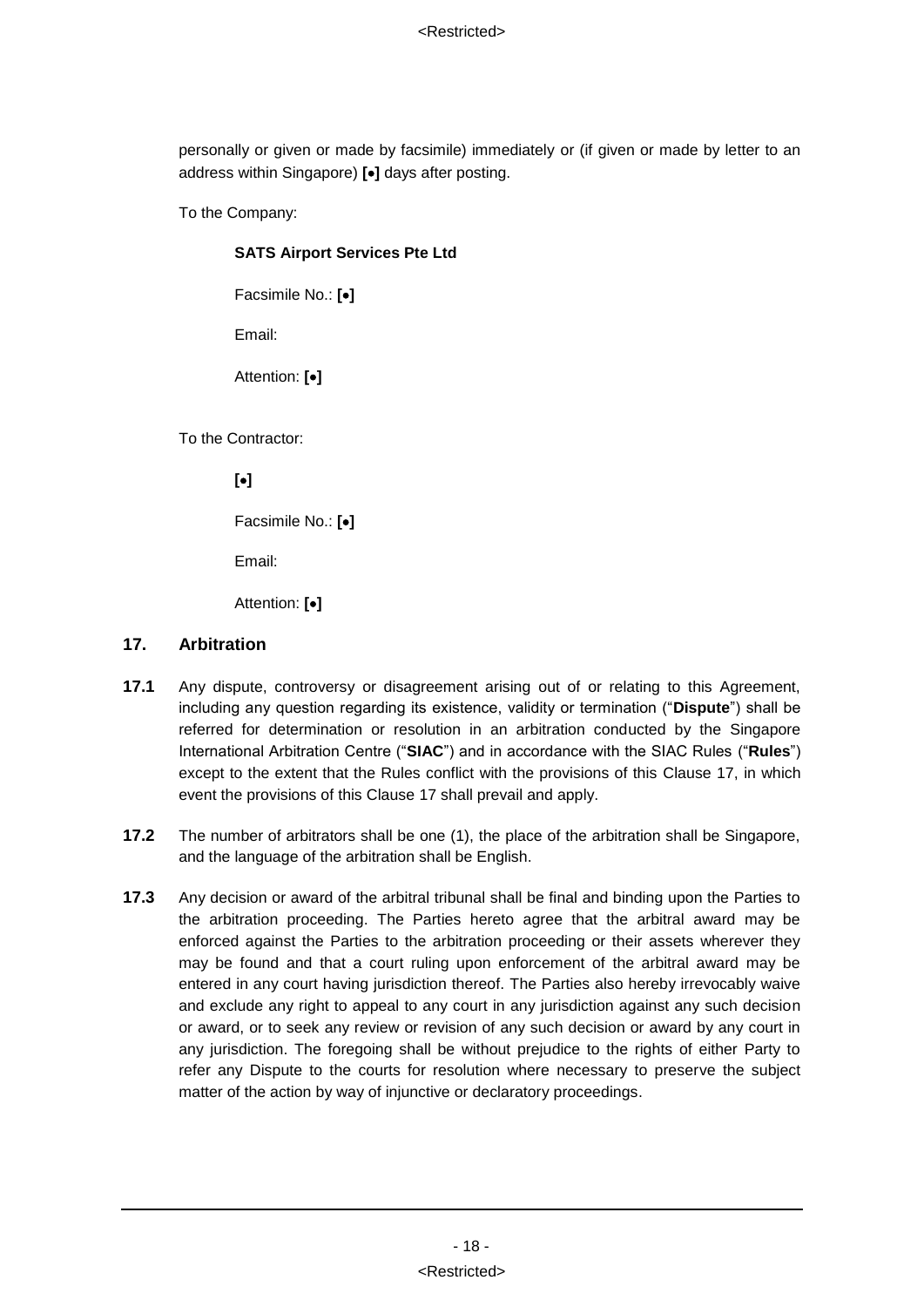personally or given or made by facsimile) immediately or (if given or made by letter to an address within Singapore) **[•]** days after posting.

To the Company:

**SATS Airport Services Pte Ltd**

Facsimile No.: **[•]**

Email:

Attention: **[•]**

To the Contractor:

**[•]**

Facsimile No.: **[•]**

Email:

Attention: **[•]**

## 17. Arbitration

**17.1** Any dispute, controversy or disagreement arising out of or relating to this Agreement, including any question regarding its existence, validity or termination ("**Dispute**") shall be referred for determination or resolution in an arbitration conducted by the Singapore International Arbitration Centre ("**SIAC**") and in accordance with the SIAC Rules ("**Rules**") except to the extent that the Rules conflict with the provisions of this Clause 17, in which event the provisions of this Clause 17 shall prevail and apply.

**17.2** The number of arbitrators shall be one (1), the place of the arbitration shall be Singapore, and the language of the arbitration shall be English.

**17.3** Any decision or award of the arbitral tribunal shall be final and binding upon the Parties to the arbitration proceeding. The Parties hereto agree that the arbitral award may be enforced against the Parties to the arbitration proceeding or their assets wherever they may be found and that a court ruling upon enforcement of the arbitral award may be entered in any court having jurisdiction thereof. The Parties also hereby irrevocably waive and exclude any right to appeal to any court in any jurisdiction against any such decision or award, or to seek any review or revision of any such decision or award by any court in any jurisdiction. The foregoing shall be without prejudice to the rights of either Party to refer any Dispute to the courts for resolution where necessary to preserve the subject matter of the action by way of injunctive or declaratory proceedings.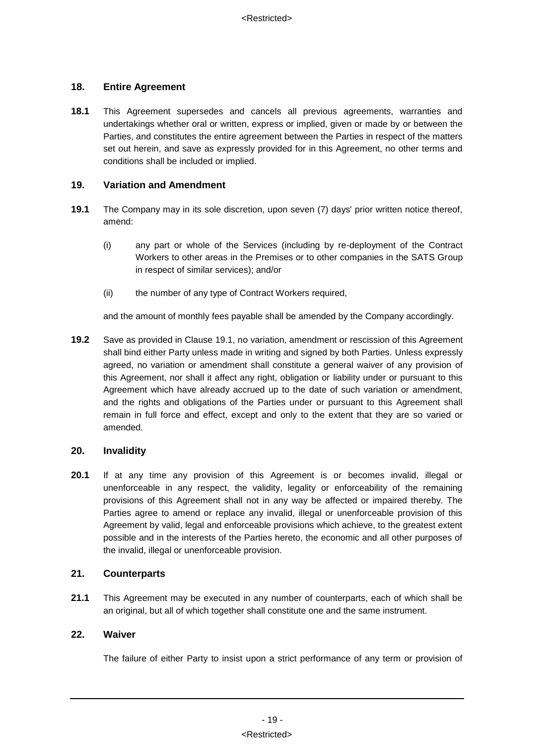## 18. Entire Agreement

**18.1** This Agreement supersedes and cancels all previous agreements, warranties and undertakings whether oral or written, express or implied, given or made by or between the Parties, and constitutes the entire agreement between the Parties in respect of the matters set out herein, and save as expressly provided for in this Agreement, no other terms and conditions shall be included or implied.

## 19. Variation and Amendment

**19.1** The Company may in its sole discretion, upon seven (7) days' prior written notice thereof, amend:

(i) any part or whole of the Services (including by re-deployment of the Contract Workers to other areas in the Premises or to other companies in the SATS Group in respect of similar services); and/or

(ii) the number of any type of Contract Workers required,

and the amount of monthly fees payable shall be amended by the Company accordingly.

**19.2** Save as provided in Clause 19.1, no variation, amendment or rescission of this Agreement shall bind either Party unless made in writing and signed by both Parties. Unless expressly agreed, no variation or amendment shall constitute a general waiver of any provision of this Agreement, nor shall it affect any right, obligation or liability under or pursuant to this Agreement which have already accrued up to the date of such variation or amendment, and the rights and obligations of the Parties under or pursuant to this Agreement shall remain in full force and effect, except and only to the extent that they are so varied or amended.

## 20. Invalidity

**20.1** If at any time any provision of this Agreement is or becomes invalid, illegal or unenforceable in any respect, the validity, legality or enforceability of the remaining provisions of this Agreement shall not in any way be affected or impaired thereby. The Parties agree to amend or replace any invalid, illegal or unenforceable provision of this Agreement by valid, legal and enforceable provisions which achieve, to the greatest extent possible and in the interests of the Parties hereto, the economic and all other purposes of the invalid, illegal or unenforceable provision.

## 21. Counterparts

**21.1** This Agreement may be executed in any number of counterparts, each of which shall be an original, but all of which together shall constitute one and the same instrument.

## 22. Waiver

The failure of either Party to insist upon a strict performance of any term or provision of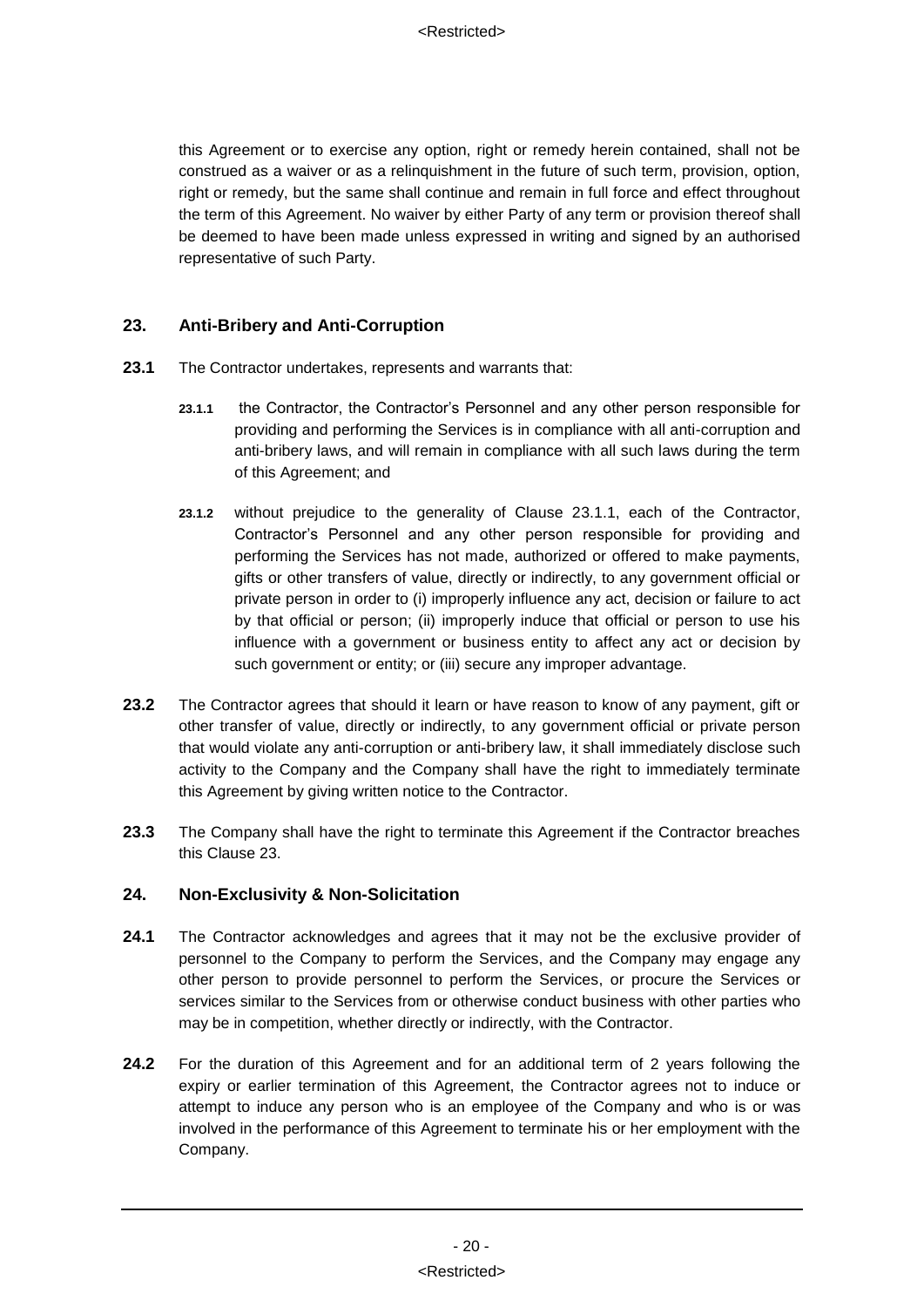this Agreement or to exercise any option, right or remedy herein contained, shall not be construed as a waiver or as a relinquishment in the future of such term, provision, option, right or remedy, but the same shall continue and remain in full force and effect throughout the term of this Agreement. No waiver by either Party of any term or provision thereof shall be deemed to have been made unless expressed in writing and signed by an authorised representative of such Party.

## 23. Anti-Bribery and Anti-Corruption

**23.1** The Contractor undertakes, represents and warrants that:

**23.1.1** the Contractor, the Contractor's Personnel and any other person responsible for providing and performing the Services is in compliance with all anti-corruption and anti-bribery laws, and will remain in compliance with all such laws during the term of this Agreement; and

**23.1.2** without prejudice to the generality of Clause 23.1.1, each of the Contractor, Contractor's Personnel and any other person responsible for providing and performing the Services has not made, authorized or offered to make payments, gifts or other transfers of value, directly or indirectly, to any government official or private person in order to (i) improperly influence any act, decision or failure to act by that official or person; (ii) improperly induce that official or person to use his influence with a government or business entity to affect any act or decision by such government or entity; or (iii) secure any improper advantage.

**23.2** The Contractor agrees that should it learn or have reason to know of any payment, gift or other transfer of value, directly or indirectly, to any government official or private person that would violate any anti-corruption or anti-bribery law, it shall immediately disclose such activity to the Company and the Company shall have the right to immediately terminate this Agreement by giving written notice to the Contractor.

**23.3** The Company shall have the right to terminate this Agreement if the Contractor breaches this Clause 23.

## 24. Non-Exclusivity & Non-Solicitation

**24.1** The Contractor acknowledges and agrees that it may not be the exclusive provider of personnel to the Company to perform the Services, and the Company may engage any other person to provide personnel to perform the Services, or procure the Services or services similar to the Services from or otherwise conduct business with other parties who may be in competition, whether directly or indirectly, with the Contractor.

**24.2** For the duration of this Agreement and for an additional term of 2 years following the expiry or earlier termination of this Agreement, the Contractor agrees not to induce or attempt to induce any person who is an employee of the Company and who is or was involved in the performance of this Agreement to terminate his or her employment with the Company.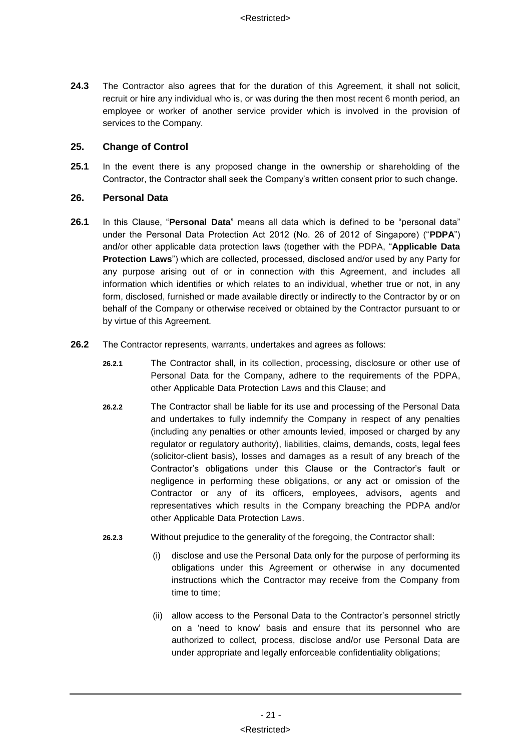**24.3** The Contractor also agrees that for the duration of this Agreement, it shall not solicit, recruit or hire any individual who is, or was during the then most recent 6 month period, an employee or worker of another service provider which is involved in the provision of services to the Company.

## 25. Change of Control

**25.1** In the event there is any proposed change in the ownership or shareholding of the Contractor, the Contractor shall seek the Company's written consent prior to such change.

## 26. Personal Data

**26.1** In this Clause, "**Personal Data**" means all data which is defined to be "personal data" under the Personal Data Protection Act 2012 (No. 26 of 2012 of Singapore) ("**PDPA**") and/or other applicable data protection laws (together with the PDPA, "**Applicable Data Protection Laws**") which are collected, processed, disclosed and/or used by any Party for any purpose arising out of or in connection with this Agreement, and includes all information which identifies or which relates to an individual, whether true or not, in any form, disclosed, furnished or made available directly or indirectly to the Contractor by or on behalf of the Company or otherwise received or obtained by the Contractor pursuant to or by virtue of this Agreement.

**26.2** The Contractor represents, warrants, undertakes and agrees as follows:

**26.2.1** The Contractor shall, in its collection, processing, disclosure or other use of Personal Data for the Company, adhere to the requirements of the PDPA, other Applicable Data Protection Laws and this Clause; and

**26.2.2** The Contractor shall be liable for its use and processing of the Personal Data and undertakes to fully indemnify the Company in respect of any penalties (including any penalties or other amounts levied, imposed or charged by any regulator or regulatory authority), liabilities, claims, demands, costs, legal fees (solicitor-client basis), losses and damages as a result of any breach of the Contractor's obligations under this Clause or the Contractor's fault or negligence in performing these obligations, or any act or omission of the Contractor or any of its officers, employees, advisors, agents and representatives which results in the Company breaching the PDPA and/or other Applicable Data Protection Laws.

**26.2.3** Without prejudice to the generality of the foregoing, the Contractor shall:

(i) disclose and use the Personal Data only for the purpose of performing its obligations under this Agreement or otherwise in any documented instructions which the Contractor may receive from the Company from time to time;

(ii) allow access to the Personal Data to the Contractor's personnel strictly on a 'need to know' basis and ensure that its personnel who are authorized to collect, process, disclose and/or use Personal Data are under appropriate and legally enforceable confidentiality obligations;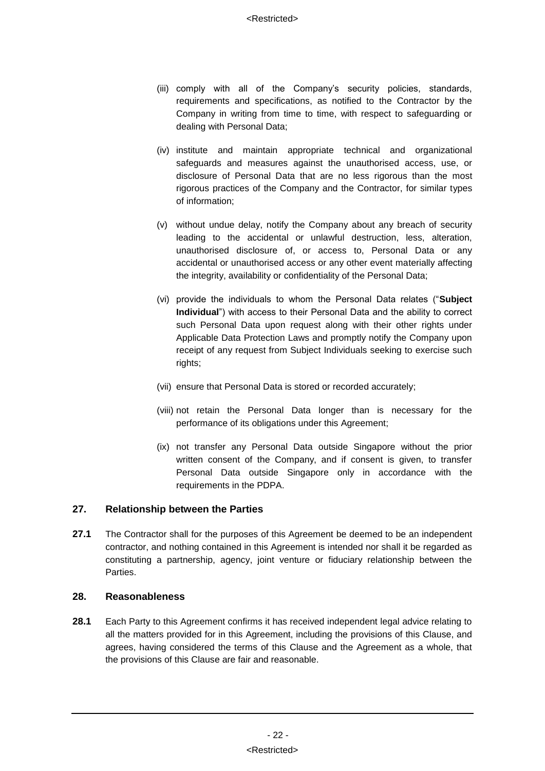(iii) comply with all of the Company's security policies, standards, requirements and specifications, as notified to the Contractor by the Company in writing from time to time, with respect to safeguarding or dealing with Personal Data;

(iv) institute and maintain appropriate technical and organizational safeguards and measures against the unauthorised access, use, or disclosure of Personal Data that are no less rigorous than the most rigorous practices of the Company and the Contractor, for similar types of information;

(v) without undue delay, notify the Company about any breach of security leading to the accidental or unlawful destruction, less, alteration, unauthorised disclosure of, or access to, Personal Data or any accidental or unauthorised access or any other event materially affecting the integrity, availability or confidentiality of the Personal Data;

(vi) provide the individuals to whom the Personal Data relates ("**Subject Individual**") with access to their Personal Data and the ability to correct such Personal Data upon request along with their other rights under Applicable Data Protection Laws and promptly notify the Company upon receipt of any request from Subject Individuals seeking to exercise such rights;

(vii) ensure that Personal Data is stored or recorded accurately;

(viii) not retain the Personal Data longer than is necessary for the performance of its obligations under this Agreement;

(ix) not transfer any Personal Data outside Singapore without the prior written consent of the Company, and if consent is given, to transfer Personal Data outside Singapore only in accordance with the requirements in the PDPA.

## 27. Relationship between the Parties

**27.1** The Contractor shall for the purposes of this Agreement be deemed to be an independent contractor, and nothing contained in this Agreement is intended nor shall it be regarded as constituting a partnership, agency, joint venture or fiduciary relationship between the Parties.

## 28. Reasonableness

**28.1** Each Party to this Agreement confirms it has received independent legal advice relating to all the matters provided for in this Agreement, including the provisions of this Clause, and agrees, having considered the terms of this Clause and the Agreement as a whole, that the provisions of this Clause are fair and reasonable.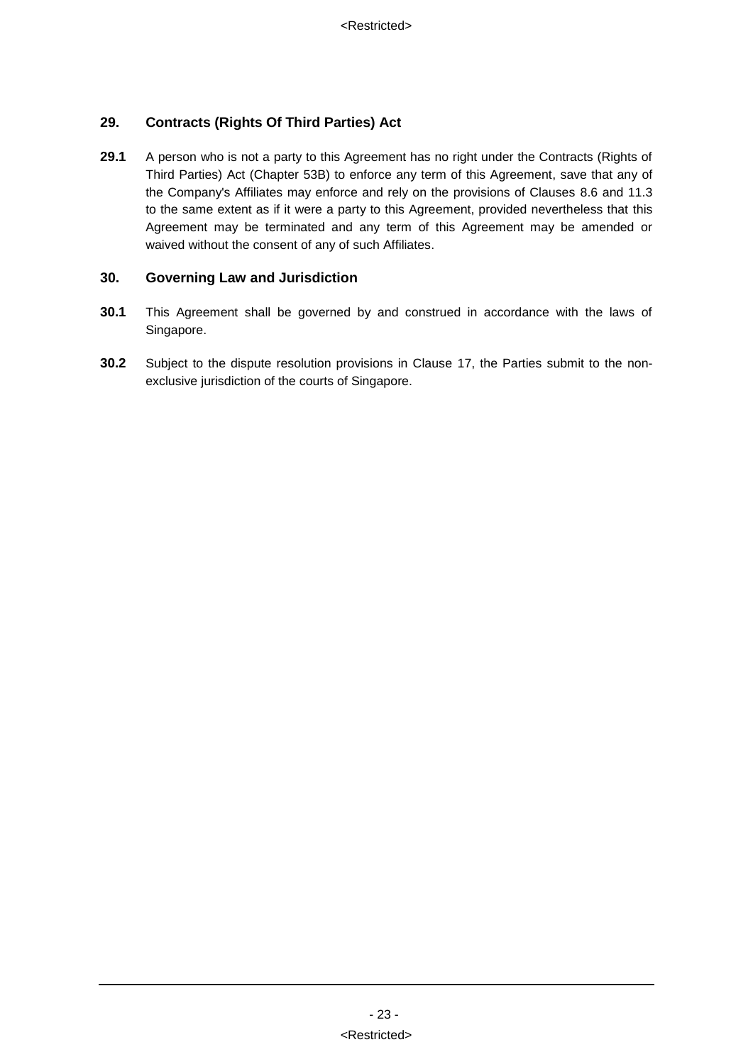## 29. Contracts (Rights Of Third Parties) Act

**29.1** A person who is not a party to this Agreement has no right under the Contracts (Rights of Third Parties) Act (Chapter 53B) to enforce any term of this Agreement, save that any of the Company's Affiliates may enforce and rely on the provisions of Clauses 8.6 and 11.3 to the same extent as if it were a party to this Agreement, provided nevertheless that this Agreement may be terminated and any term of this Agreement may be amended or waived without the consent of any of such Affiliates.

## 30. Governing Law and Jurisdiction

**30.1** This Agreement shall be governed by and construed in accordance with the laws of Singapore.

**30.2** Subject to the dispute resolution provisions in Clause 17, the Parties submit to the non-exclusive jurisdiction of the courts of Singapore.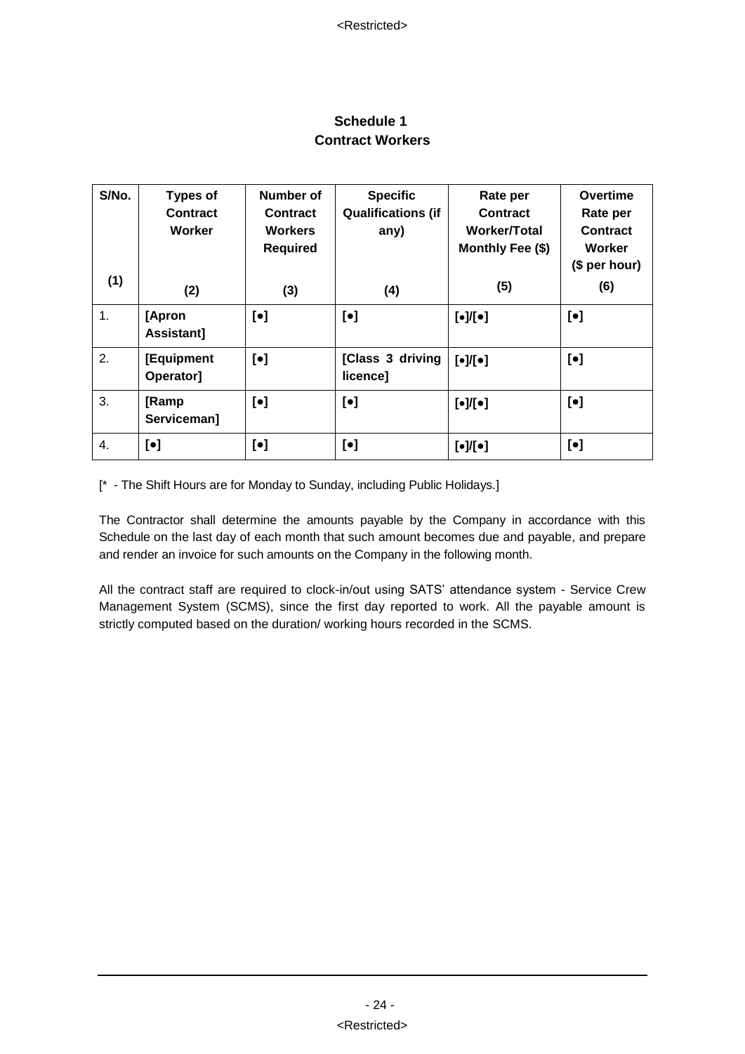## Schedule 1
## Contract Workers

| S/No. (1) | Types of Contract Worker (2) | Number of Contract Workers Required (3) | Specific Qualifications (if any) (4) | Rate per Contract Worker/Total Monthly Fee ($) (5) | Overtime Rate per Contract Worker ($ per hour) (6) |
|---|---|---|---|---|---|
| 1. | **[Apron Assistant]** | **[●]** | **[●]** | **[●]/[●]** | **[●]** |
| 2. | **[Equipment Operator]** | **[●]** | **[Class 3 driving licence]** | **[●]/[●]** | **[●]** |
| 3. | **[Ramp Serviceman]** | **[●]** | **[●]** | **[●]/[●]** | **[●]** |
| 4. | **[●]** | **[●]** | **[●]** | **[●]/[●]** | **[●]** |

[* - The Shift Hours are for Monday to Sunday, including Public Holidays.]

The Contractor shall determine the amounts payable by the Company in accordance with this Schedule on the last day of each month that such amount becomes due and payable, and prepare and render an invoice for such amounts on the Company in the following month.

All the contract staff are required to clock-in/out using SATS' attendance system - Service Crew Management System (SCMS), since the first day reported to work. All the payable amount is strictly computed based on the duration/ working hours recorded in the SCMS.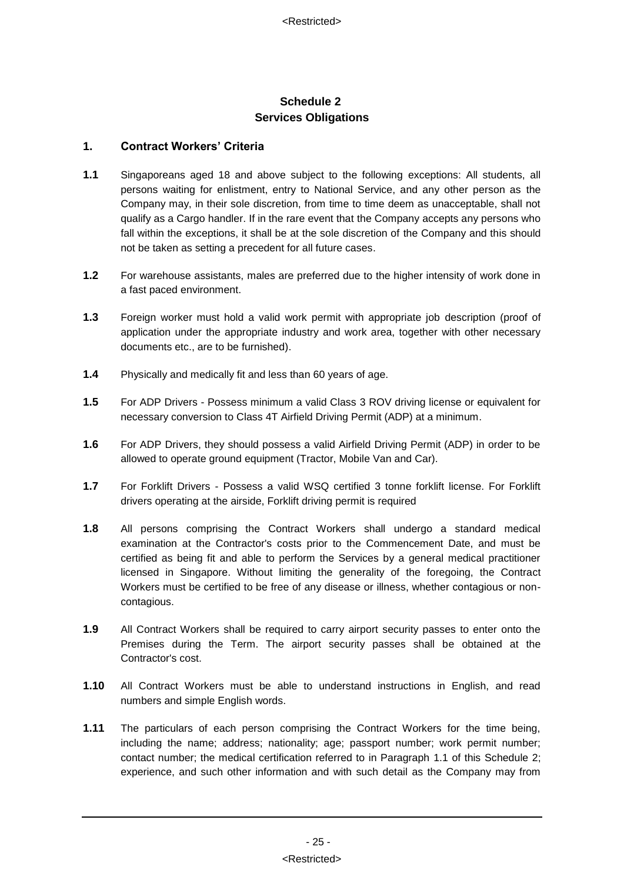## Schedule 2
## Services Obligations

### 1. Contract Workers' Criteria

**1.1** Singaporeans aged 18 and above subject to the following exceptions: All students, all persons waiting for enlistment, entry to National Service, and any other person as the Company may, in their sole discretion, from time to time deem as unacceptable, shall not qualify as a Cargo handler. If in the rare event that the Company accepts any persons who fall within the exceptions, it shall be at the sole discretion of the Company and this should not be taken as setting a precedent for all future cases.

**1.2** For warehouse assistants, males are preferred due to the higher intensity of work done in a fast paced environment.

**1.3** Foreign worker must hold a valid work permit with appropriate job description (proof of application under the appropriate industry and work area, together with other necessary documents etc., are to be furnished).

**1.4** Physically and medically fit and less than 60 years of age.

**1.5** For ADP Drivers - Possess minimum a valid Class 3 ROV driving license or equivalent for necessary conversion to Class 4T Airfield Driving Permit (ADP) at a minimum.

**1.6** For ADP Drivers, they should possess a valid Airfield Driving Permit (ADP) in order to be allowed to operate ground equipment (Tractor, Mobile Van and Car).

**1.7** For Forklift Drivers - Possess a valid WSQ certified 3 tonne forklift license. For Forklift drivers operating at the airside, Forklift driving permit is required

**1.8** All persons comprising the Contract Workers shall undergo a standard medical examination at the Contractor's costs prior to the Commencement Date, and must be certified as being fit and able to perform the Services by a general medical practitioner licensed in Singapore. Without limiting the generality of the foregoing, the Contract Workers must be certified to be free of any disease or illness, whether contagious or non-contagious.

**1.9** All Contract Workers shall be required to carry airport security passes to enter onto the Premises during the Term. The airport security passes shall be obtained at the Contractor's cost.

**1.10** All Contract Workers must be able to understand instructions in English, and read numbers and simple English words.

**1.11** The particulars of each person comprising the Contract Workers for the time being, including the name; address; nationality; age; passport number; work permit number; contact number; the medical certification referred to in Paragraph 1.1 of this Schedule 2; experience, and such other information and with such detail as the Company may from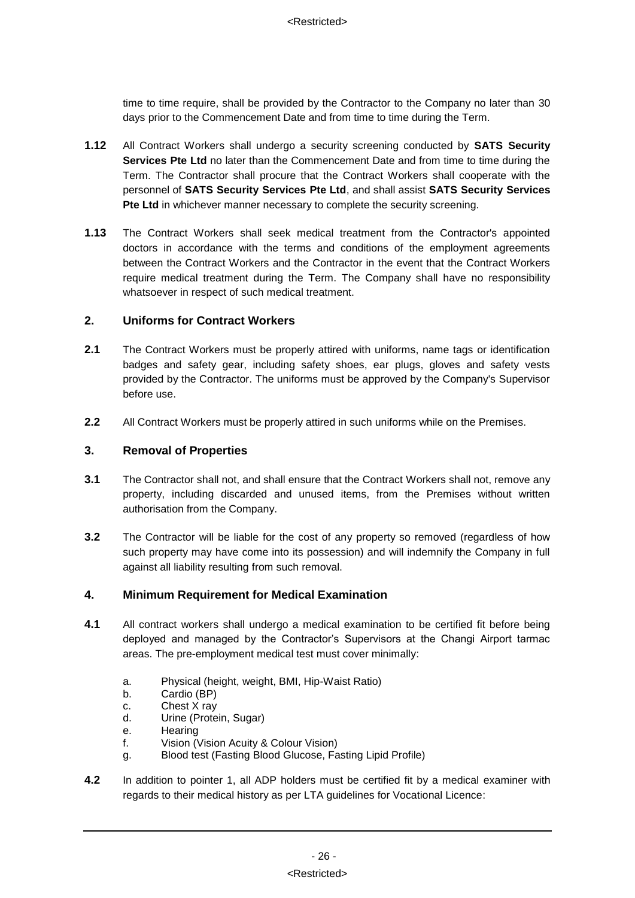time to time require, shall be provided by the Contractor to the Company no later than 30 days prior to the Commencement Date and from time to time during the Term.

**1.12** All Contract Workers shall undergo a security screening conducted by **SATS Security Services Pte Ltd** no later than the Commencement Date and from time to time during the Term. The Contractor shall procure that the Contract Workers shall cooperate with the personnel of **SATS Security Services Pte Ltd**, and shall assist **SATS Security Services Pte Ltd** in whichever manner necessary to complete the security screening.

**1.13** The Contract Workers shall seek medical treatment from the Contractor's appointed doctors in accordance with the terms and conditions of the employment agreements between the Contract Workers and the Contractor in the event that the Contract Workers require medical treatment during the Term. The Company shall have no responsibility whatsoever in respect of such medical treatment.

## 2. Uniforms for Contract Workers

**2.1** The Contract Workers must be properly attired with uniforms, name tags or identification badges and safety gear, including safety shoes, ear plugs, gloves and safety vests provided by the Contractor. The uniforms must be approved by the Company's Supervisor before use.

**2.2** All Contract Workers must be properly attired in such uniforms while on the Premises.

## 3. Removal of Properties

**3.1** The Contractor shall not, and shall ensure that the Contract Workers shall not, remove any property, including discarded and unused items, from the Premises without written authorisation from the Company.

**3.2** The Contractor will be liable for the cost of any property so removed (regardless of how such property may have come into its possession) and will indemnify the Company in full against all liability resulting from such removal.

## 4. Minimum Requirement for Medical Examination

**4.1** All contract workers shall undergo a medical examination to be certified fit before being deployed and managed by the Contractor's Supervisors at the Changi Airport tarmac areas. The pre-employment medical test must cover minimally:

a. Physical (height, weight, BMI, Hip-Waist Ratio)
b. Cardio (BP)
c. Chest X ray
d. Urine (Protein, Sugar)
e. Hearing
f. Vision (Vision Acuity & Colour Vision)
g. Blood test (Fasting Blood Glucose, Fasting Lipid Profile)

**4.2** In addition to pointer 1, all ADP holders must be certified fit by a medical examiner with regards to their medical history as per LTA guidelines for Vocational Licence: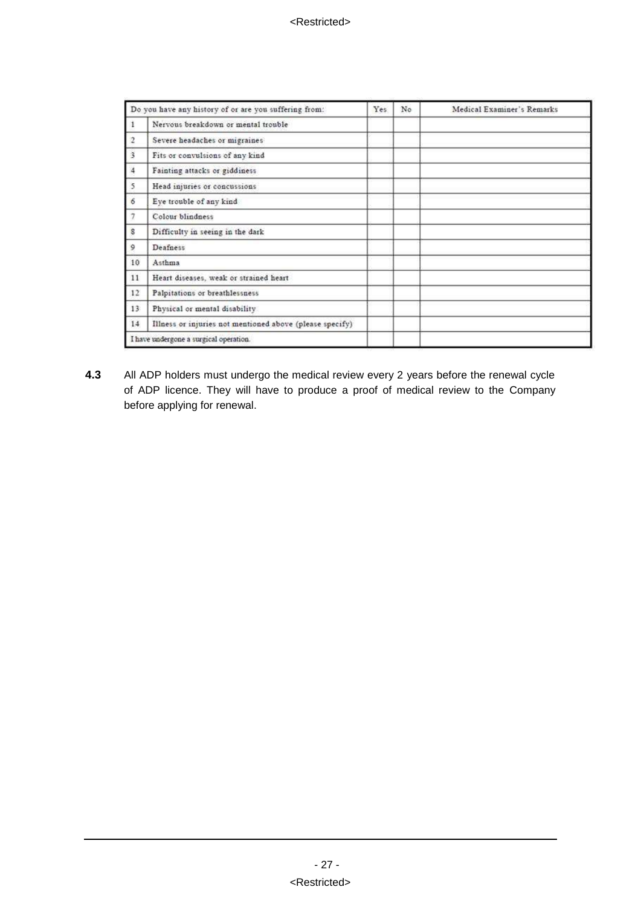| Do you have any history of or are you suffering from: | | Yes | No | Medical Examiner's Remarks |
|---|---|---|---|---|
| 1 | Nervous breakdown or mental trouble | | | |
| 2 | Severe headaches or migraines | | | |
| 3 | Fits or convulsions of any kind | | | |
| 4 | Fainting attacks or giddiness | | | |
| 5 | Head injuries or concussions | | | |
| 6 | Eye trouble of any kind | | | |
| 7 | Colour blindness | | | |
| 8 | Difficulty in seeing in the dark | | | |
| 9 | Deafness | | | |
| 10 | Asthma | | | |
| 11 | Heart diseases, weak or strained heart | | | |
| 12 | Palpitations or breathlessness | | | |
| 13 | Physical or mental disability | | | |
| 14 | Illness or injuries not mentioned above (please specify) | | | |
| I have undergone a surgical operation. | | | | |

**4.3** All ADP holders must undergo the medical review every 2 years before the renewal cycle of ADP licence. They will have to produce a proof of medical review to the Company before applying for renewal.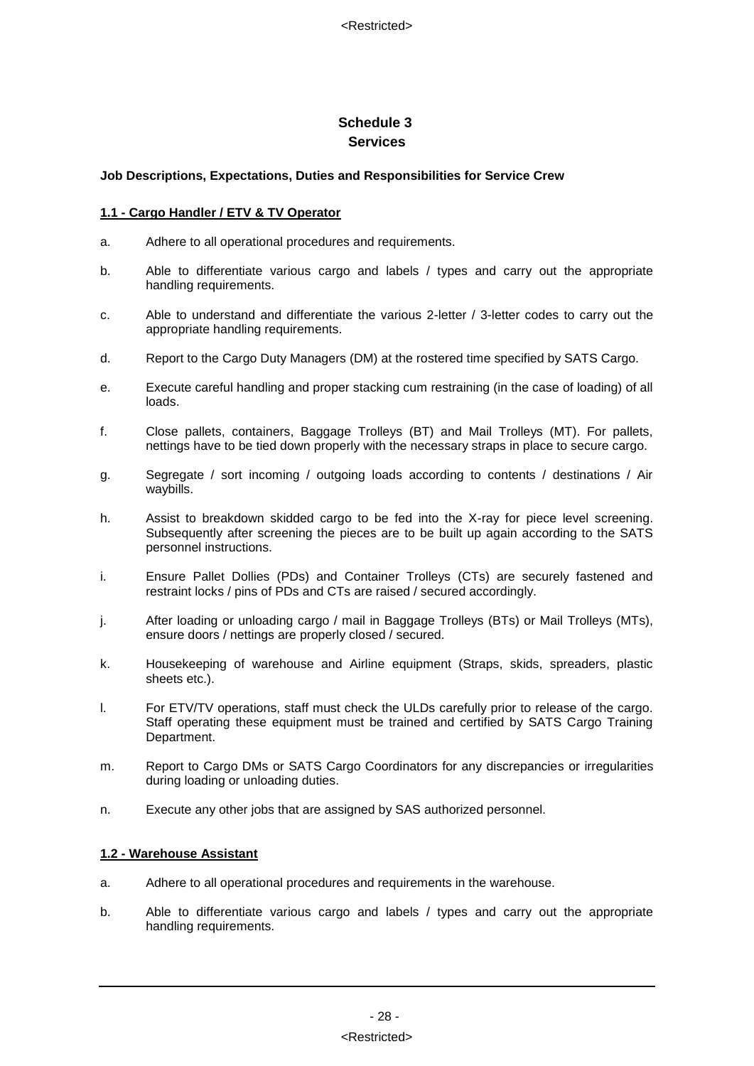# Schedule 3
## Services

**Job Descriptions, Expectations, Duties and Responsibilities for Service Crew**

**1.1 - Cargo Handler / ETV & TV Operator**

a. Adhere to all operational procedures and requirements.

b. Able to differentiate various cargo and labels / types and carry out the appropriate handling requirements.

c. Able to understand and differentiate the various 2-letter / 3-letter codes to carry out the appropriate handling requirements.

d. Report to the Cargo Duty Managers (DM) at the rostered time specified by SATS Cargo.

e. Execute careful handling and proper stacking cum restraining (in the case of loading) of all loads.

f. Close pallets, containers, Baggage Trolleys (BT) and Mail Trolleys (MT). For pallets, nettings have to be tied down properly with the necessary straps in place to secure cargo.

g. Segregate / sort incoming / outgoing loads according to contents / destinations / Air waybills.

h. Assist to breakdown skidded cargo to be fed into the X-ray for piece level screening. Subsequently after screening the pieces are to be built up again according to the SATS personnel instructions.

i. Ensure Pallet Dollies (PDs) and Container Trolleys (CTs) are securely fastened and restraint locks / pins of PDs and CTs are raised / secured accordingly.

j. After loading or unloading cargo / mail in Baggage Trolleys (BTs) or Mail Trolleys (MTs), ensure doors / nettings are properly closed / secured.

k. Housekeeping of warehouse and Airline equipment (Straps, skids, spreaders, plastic sheets etc.).

l. For ETV/TV operations, staff must check the ULDs carefully prior to release of the cargo. Staff operating these equipment must be trained and certified by SATS Cargo Training Department.

m. Report to Cargo DMs or SATS Cargo Coordinators for any discrepancies or irregularities during loading or unloading duties.

n. Execute any other jobs that are assigned by SAS authorized personnel.

**1.2 - Warehouse Assistant**

a. Adhere to all operational procedures and requirements in the warehouse.

b. Able to differentiate various cargo and labels / types and carry out the appropriate handling requirements.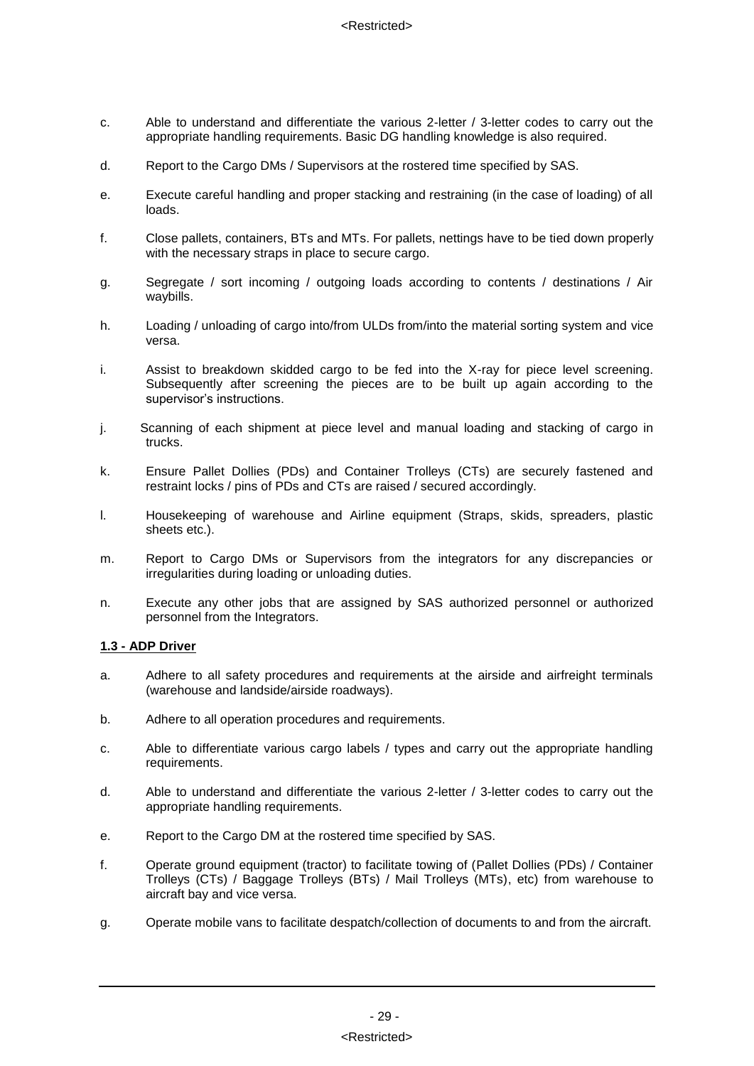c. Able to understand and differentiate the various 2-letter / 3-letter codes to carry out the appropriate handling requirements. Basic DG handling knowledge is also required.

d. Report to the Cargo DMs / Supervisors at the rostered time specified by SAS.

e. Execute careful handling and proper stacking and restraining (in the case of loading) of all loads.

f. Close pallets, containers, BTs and MTs. For pallets, nettings have to be tied down properly with the necessary straps in place to secure cargo.

g. Segregate / sort incoming / outgoing loads according to contents / destinations / Air waybills.

h. Loading / unloading of cargo into/from ULDs from/into the material sorting system and vice versa.

i. Assist to breakdown skidded cargo to be fed into the X-ray for piece level screening. Subsequently after screening the pieces are to be built up again according to the supervisor's instructions.

j. Scanning of each shipment at piece level and manual loading and stacking of cargo in trucks.

k. Ensure Pallet Dollies (PDs) and Container Trolleys (CTs) are securely fastened and restraint locks / pins of PDs and CTs are raised / secured accordingly.

l. Housekeeping of warehouse and Airline equipment (Straps, skids, spreaders, plastic sheets etc.).

m. Report to Cargo DMs or Supervisors from the integrators for any discrepancies or irregularities during loading or unloading duties.

n. Execute any other jobs that are assigned by SAS authorized personnel or authorized personnel from the Integrators.

**1.3 - ADP Driver**

a. Adhere to all safety procedures and requirements at the airside and airfreight terminals (warehouse and landside/airside roadways).

b. Adhere to all operation procedures and requirements.

c. Able to differentiate various cargo labels / types and carry out the appropriate handling requirements.

d. Able to understand and differentiate the various 2-letter / 3-letter codes to carry out the appropriate handling requirements.

e. Report to the Cargo DM at the rostered time specified by SAS.

f. Operate ground equipment (tractor) to facilitate towing of (Pallet Dollies (PDs) / Container Trolleys (CTs) / Baggage Trolleys (BTs) / Mail Trolleys (MTs), etc) from warehouse to aircraft bay and vice versa.

g. Operate mobile vans to facilitate despatch/collection of documents to and from the aircraft.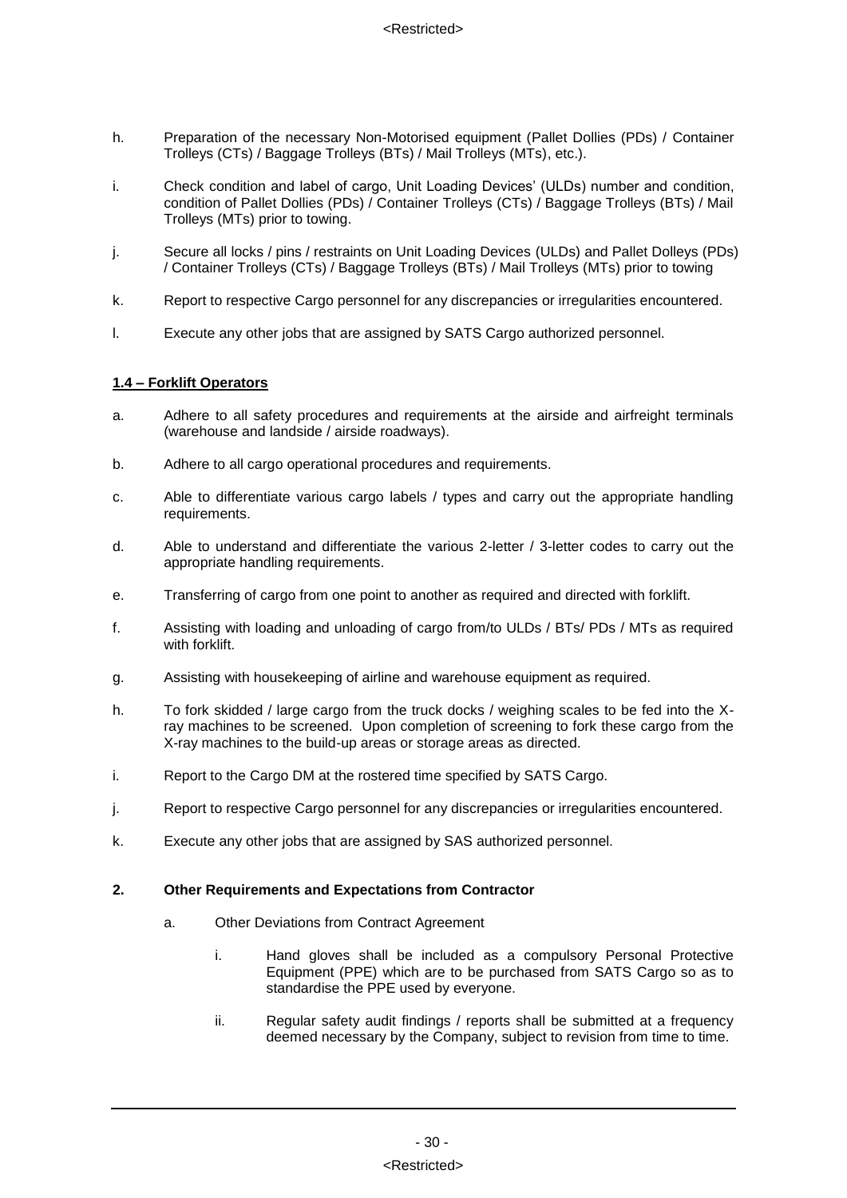h. Preparation of the necessary Non-Motorised equipment (Pallet Dollies (PDs) / Container Trolleys (CTs) / Baggage Trolleys (BTs) / Mail Trolleys (MTs), etc.).

i. Check condition and label of cargo, Unit Loading Devices' (ULDs) number and condition, condition of Pallet Dollies (PDs) / Container Trolleys (CTs) / Baggage Trolleys (BTs) / Mail Trolleys (MTs) prior to towing.

j. Secure all locks / pins / restraints on Unit Loading Devices (ULDs) and Pallet Dolleys (PDs) / Container Trolleys (CTs) / Baggage Trolleys (BTs) / Mail Trolleys (MTs) prior to towing

k. Report to respective Cargo personnel for any discrepancies or irregularities encountered.

l. Execute any other jobs that are assigned by SATS Cargo authorized personnel.

**<u>1.4 – Forklift Operators</u>**

a. Adhere to all safety procedures and requirements at the airside and airfreight terminals (warehouse and landside / airside roadways).

b. Adhere to all cargo operational procedures and requirements.

c. Able to differentiate various cargo labels / types and carry out the appropriate handling requirements.

d. Able to understand and differentiate the various 2-letter / 3-letter codes to carry out the appropriate handling requirements.

e. Transferring of cargo from one point to another as required and directed with forklift.

f. Assisting with loading and unloading of cargo from/to ULDs / BTs/ PDs / MTs as required with forklift.

g. Assisting with housekeeping of airline and warehouse equipment as required.

h. To fork skidded / large cargo from the truck docks / weighing scales to be fed into the X-ray machines to be screened. Upon completion of screening to fork these cargo from the X-ray machines to the build-up areas or storage areas as directed.

i. Report to the Cargo DM at the rostered time specified by SATS Cargo.

j. Report to respective Cargo personnel for any discrepancies or irregularities encountered.

k. Execute any other jobs that are assigned by SAS authorized personnel.

**2. Other Requirements and Expectations from Contractor**

a. Other Deviations from Contract Agreement

i. Hand gloves shall be included as a compulsory Personal Protective Equipment (PPE) which are to be purchased from SATS Cargo so as to standardise the PPE used by everyone.

ii. Regular safety audit findings / reports shall be submitted at a frequency deemed necessary by the Company, subject to revision from time to time.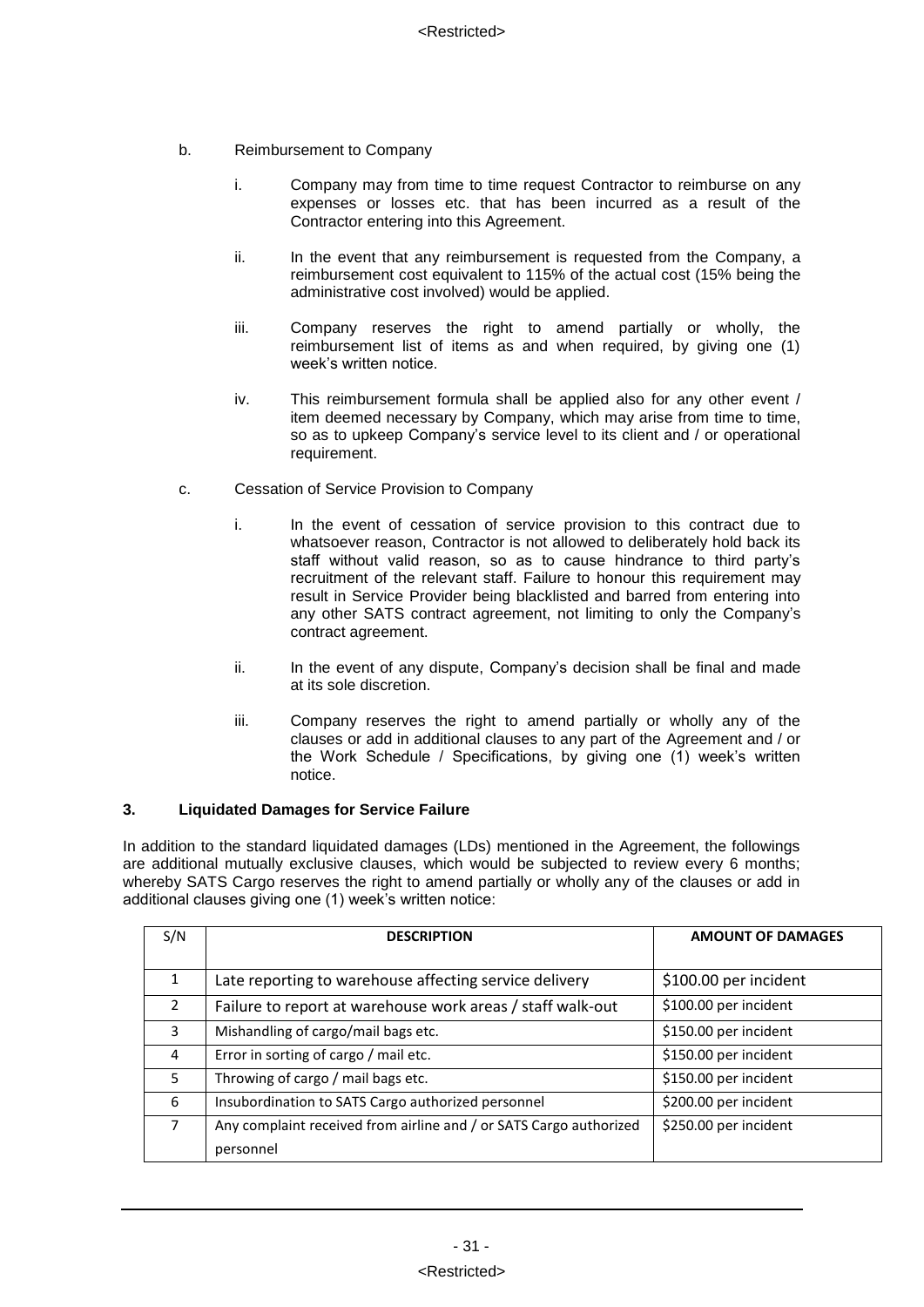b. Reimbursement to Company

   i. Company may from time to time request Contractor to reimburse on any expenses or losses etc. that has been incurred as a result of the Contractor entering into this Agreement.

   ii. In the event that any reimbursement is requested from the Company, a reimbursement cost equivalent to 115% of the actual cost (15% being the administrative cost involved) would be applied.

   iii. Company reserves the right to amend partially or wholly, the reimbursement list of items as and when required, by giving one (1) week's written notice.

   iv. This reimbursement formula shall be applied also for any other event / item deemed necessary by Company, which may arise from time to time, so as to upkeep Company's service level to its client and / or operational requirement.

c. Cessation of Service Provision to Company

   i. In the event of cessation of service provision to this contract due to whatsoever reason, Contractor is not allowed to deliberately hold back its staff without valid reason, so as to cause hindrance to third party's recruitment of the relevant staff. Failure to honour this requirement may result in Service Provider being blacklisted and barred from entering into any other SATS contract agreement, not limiting to only the Company's contract agreement.

   ii. In the event of any dispute, Company's decision shall be final and made at its sole discretion.

   iii. Company reserves the right to amend partially or wholly any of the clauses or add in additional clauses to any part of the Agreement and / or the Work Schedule / Specifications, by giving one (1) week's written notice.

**3. Liquidated Damages for Service Failure**

In addition to the standard liquidated damages (LDs) mentioned in the Agreement, the followings are additional mutually exclusive clauses, which would be subjected to review every 6 months; whereby SATS Cargo reserves the right to amend partially or wholly any of the clauses or add in additional clauses giving one (1) week's written notice:

| S/N | DESCRIPTION | AMOUNT OF DAMAGES |
|---|---|---|
| 1 | Late reporting to warehouse affecting service delivery | $100.00 per incident |
| 2 | Failure to report at warehouse work areas / staff walk-out | $100.00 per incident |
| 3 | Mishandling of cargo/mail bags etc. | $150.00 per incident |
| 4 | Error in sorting of cargo / mail etc. | $150.00 per incident |
| 5 | Throwing of cargo / mail bags etc. | $150.00 per incident |
| 6 | Insubordination to SATS Cargo authorized personnel | $200.00 per incident |
| 7 | Any complaint received from airline and / or SATS Cargo authorized personnel | $250.00 per incident |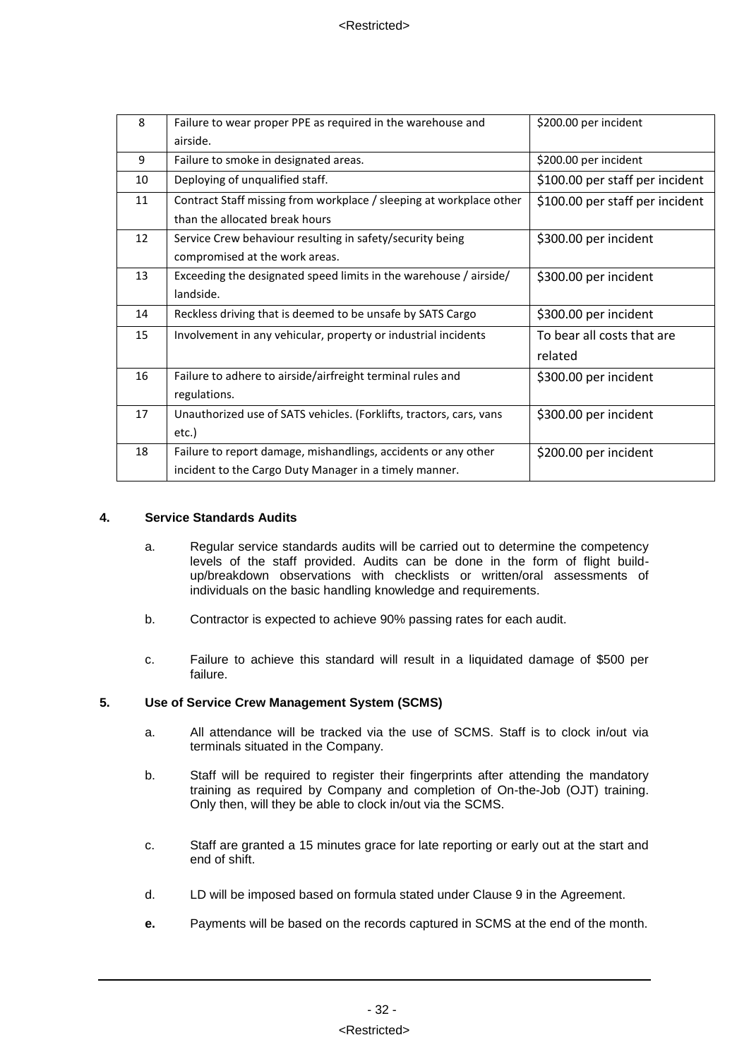| 8 | Failure to wear proper PPE as required in the warehouse and airside. | $200.00 per incident |
|---|---|---|
| 9 | Failure to smoke in designated areas. | $200.00 per incident |
| 10 | Deploying of unqualified staff. | $100.00 per staff per incident |
| 11 | Contract Staff missing from workplace / sleeping at workplace other than the allocated break hours | $100.00 per staff per incident |
| 12 | Service Crew behaviour resulting in safety/security being compromised at the work areas. | $300.00 per incident |
| 13 | Exceeding the designated speed limits in the warehouse / airside/ landside. | $300.00 per incident |
| 14 | Reckless driving that is deemed to be unsafe by SATS Cargo | $300.00 per incident |
| 15 | Involvement in any vehicular, property or industrial incidents | To bear all costs that are related |
| 16 | Failure to adhere to airside/airfreight terminal rules and regulations. | $300.00 per incident |
| 17 | Unauthorized use of SATS vehicles. (Forklifts, tractors, cars, vans etc.) | $300.00 per incident |
| 18 | Failure to report damage, mishandlings, accidents or any other incident to the Cargo Duty Manager in a timely manner. | $200.00 per incident |

**4. Service Standards Audits**

a. Regular service standards audits will be carried out to determine the competency levels of the staff provided. Audits can be done in the form of flight build-up/breakdown observations with checklists or written/oral assessments of individuals on the basic handling knowledge and requirements.

b. Contractor is expected to achieve 90% passing rates for each audit.

c. Failure to achieve this standard will result in a liquidated damage of $500 per failure.

**5. Use of Service Crew Management System (SCMS)**

a. All attendance will be tracked via the use of SCMS. Staff is to clock in/out via terminals situated in the Company.

b. Staff will be required to register their fingerprints after attending the mandatory training as required by Company and completion of On-the-Job (OJT) training. Only then, will they be able to clock in/out via the SCMS.

c. Staff are granted a 15 minutes grace for late reporting or early out at the start and end of shift.

d. LD will be imposed based on formula stated under Clause 9 in the Agreement.

**e.** Payments will be based on the records captured in SCMS at the end of the month.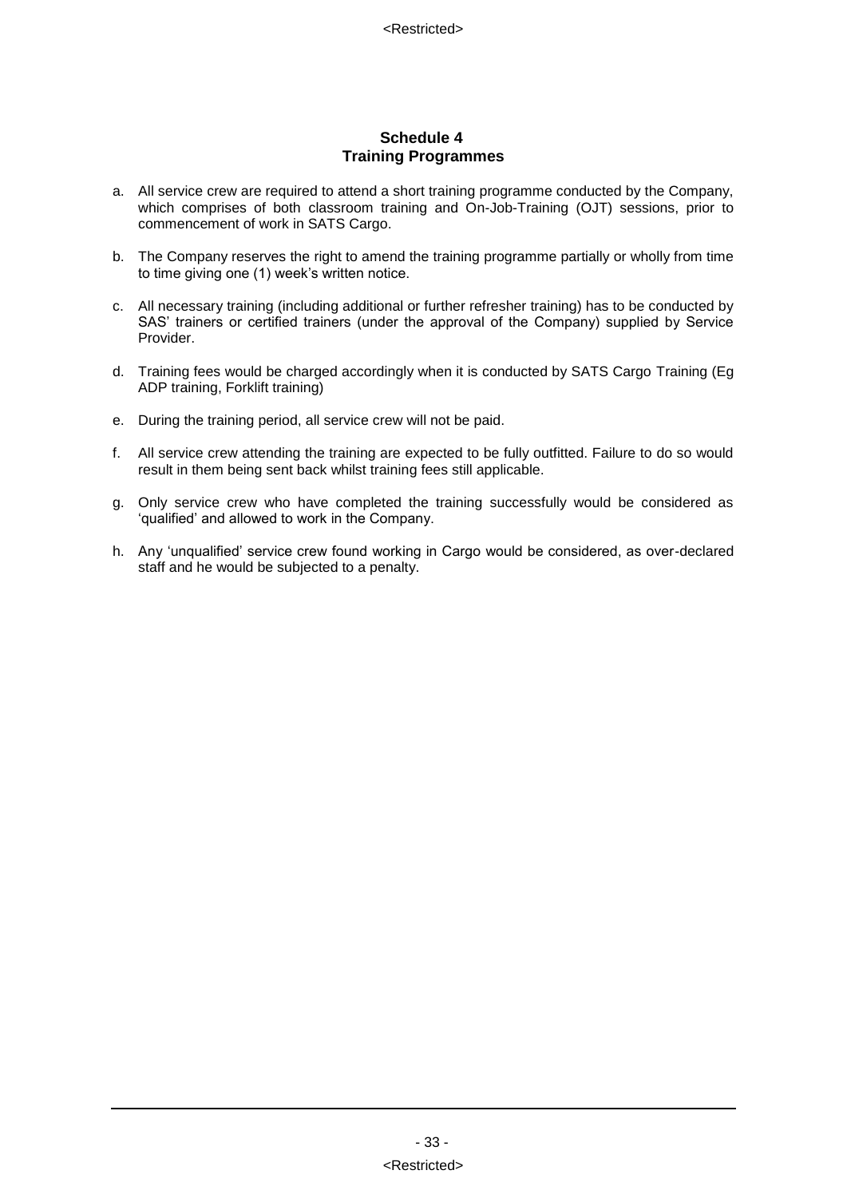## Schedule 4
## Training Programmes

a. All service crew are required to attend a short training programme conducted by the Company, which comprises of both classroom training and On-Job-Training (OJT) sessions, prior to commencement of work in SATS Cargo.

b. The Company reserves the right to amend the training programme partially or wholly from time to time giving one (1) week's written notice.

c. All necessary training (including additional or further refresher training) has to be conducted by SAS' trainers or certified trainers (under the approval of the Company) supplied by Service Provider.

d. Training fees would be charged accordingly when it is conducted by SATS Cargo Training (Eg ADP training, Forklift training)

e. During the training period, all service crew will not be paid.

f. All service crew attending the training are expected to be fully outfitted. Failure to do so would result in them being sent back whilst training fees still applicable.

g. Only service crew who have completed the training successfully would be considered as 'qualified' and allowed to work in the Company.

h. Any 'unqualified' service crew found working in Cargo would be considered, as over-declared staff and he would be subjected to a penalty.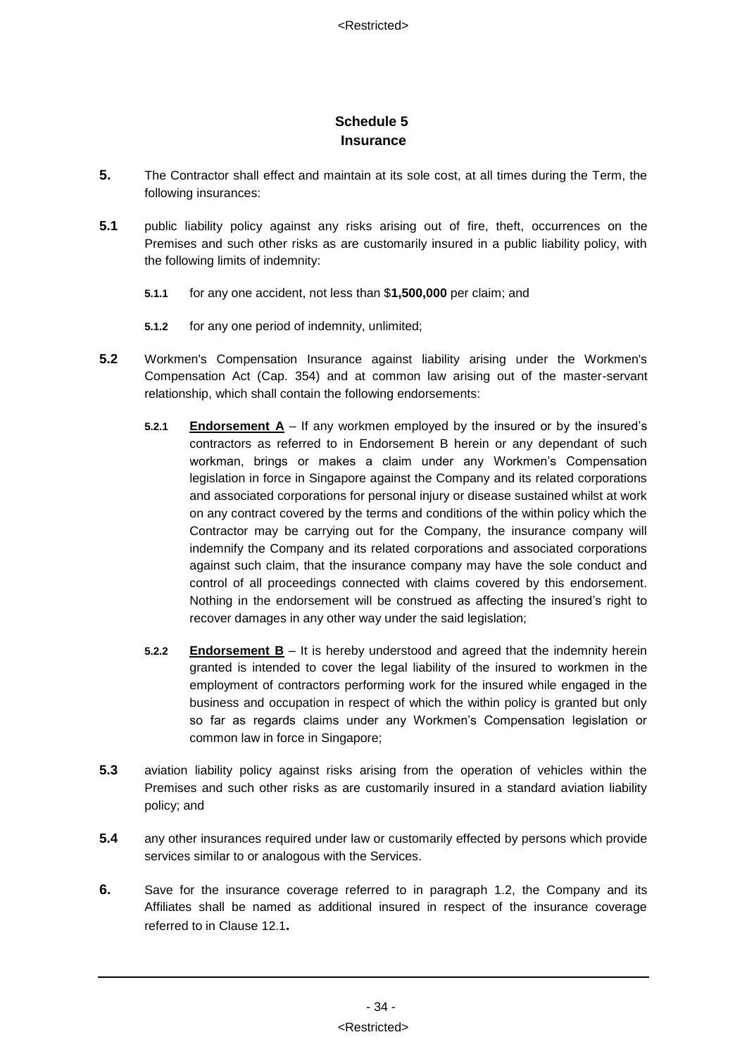# Schedule 5
## Insurance

**5.** The Contractor shall effect and maintain at its sole cost, at all times during the Term, the following insurances:

**5.1** public liability policy against any risks arising out of fire, theft, occurrences on the Premises and such other risks as are customarily insured in a public liability policy, with the following limits of indemnity:

- **5.1.1** for any one accident, not less than $**1,500,000** per claim; and
- **5.1.2** for any one period of indemnity, unlimited;

**5.2** Workmen's Compensation Insurance against liability arising under the Workmen's Compensation Act (Cap. 354) and at common law arising out of the master-servant relationship, which shall contain the following endorsements:

- **5.2.1** **<u>Endorsement A</u>** – If any workmen employed by the insured or by the insured's contractors as referred to in Endorsement B herein or any dependant of such workman, brings or makes a claim under any Workmen's Compensation legislation in force in Singapore against the Company and its related corporations and associated corporations for personal injury or disease sustained whilst at work on any contract covered by the terms and conditions of the within policy which the Contractor may be carrying out for the Company, the insurance company will indemnify the Company and its related corporations and associated corporations against such claim, that the insurance company may have the sole conduct and control of all proceedings connected with claims covered by this endorsement. Nothing in the endorsement will be construed as affecting the insured's right to recover damages in any other way under the said legislation;
- **5.2.2** **<u>Endorsement B</u>** – It is hereby understood and agreed that the indemnity herein granted is intended to cover the legal liability of the insured to workmen in the employment of contractors performing work for the insured while engaged in the business and occupation in respect of which the within policy is granted but only so far as regards claims under any Workmen's Compensation legislation or common law in force in Singapore;

**5.3** aviation liability policy against risks arising from the operation of vehicles within the Premises and such other risks as are customarily insured in a standard aviation liability policy; and

**5.4** any other insurances required under law or customarily effected by persons which provide services similar to or analogous with the Services.

**6.** Save for the insurance coverage referred to in paragraph 1.2, the Company and its Affiliates shall be named as additional insured in respect of the insurance coverage referred to in Clause 12.1**.**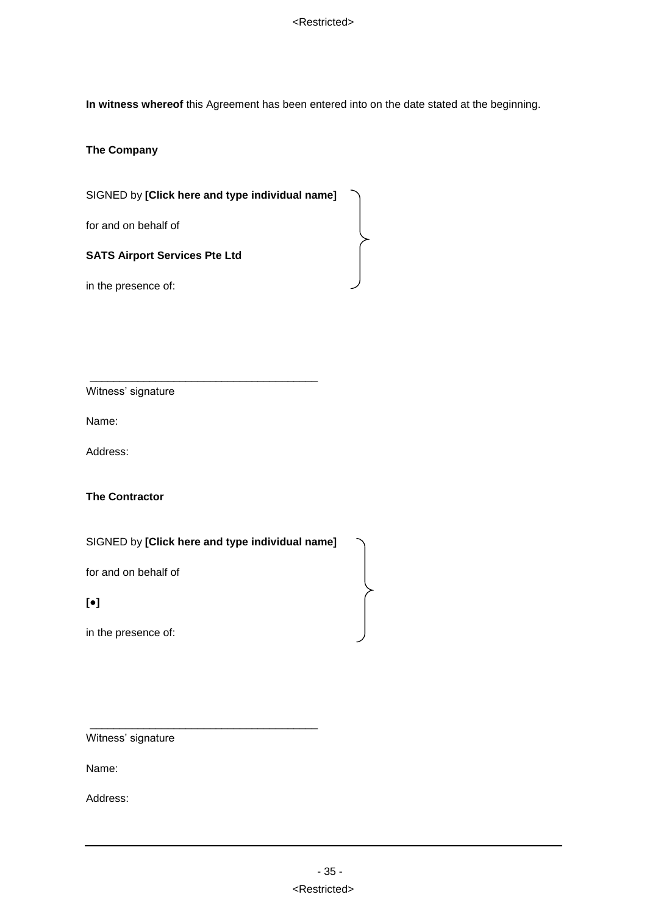**In witness whereof** this Agreement has been entered into on the date stated at the beginning.

**The Company**

SIGNED by **[Click here and type individual name]**

for and on behalf of

**SATS Airport Services Pte Ltd**

in the presence of:

\_\_\_\_\_\_\_\_\_\_\_\_\_\_\_\_\_\_\_\_\_\_\_\_\_\_\_\_\_\_\_\_\_\_\_\_\_\_

Witness' signature

Name:

Address:

**The Contractor**

SIGNED by **[Click here and type individual name]**

for and on behalf of

**[●]**

in the presence of:

\_\_\_\_\_\_\_\_\_\_\_\_\_\_\_\_\_\_\_\_\_\_\_\_\_\_\_\_\_\_\_\_\_\_\_\_\_\_

Witness' signature

Name:

Address: